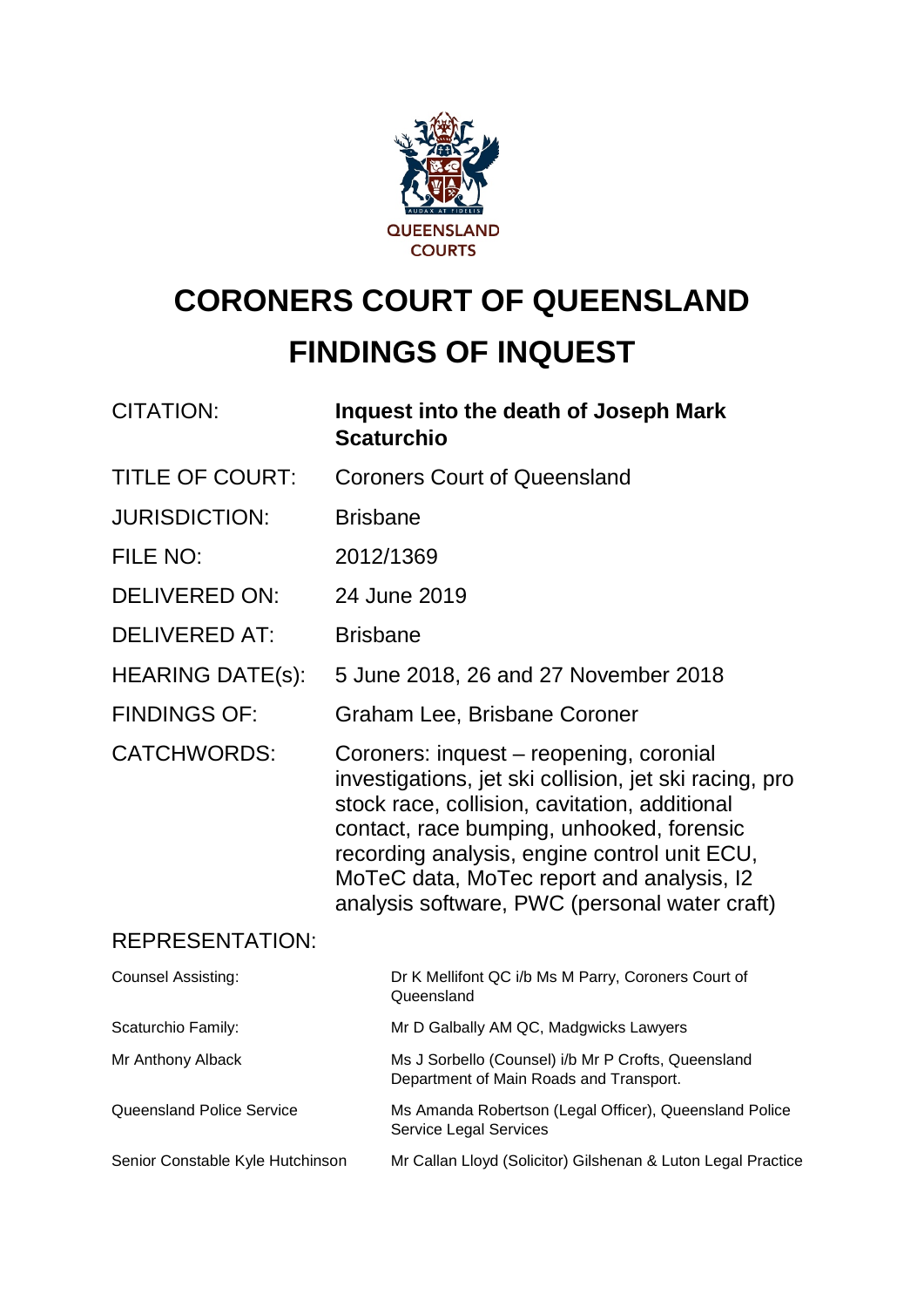QUEENSLAND COURTS

# CORONERS COURT OF QUEENSLAND
# FINDINGS OF INQUEST

| | |
|---|---|
| CITATION: | **Inquest into the death of Joseph Mark Scaturchio** |
| TITLE OF COURT: | Coroners Court of Queensland |
| JURISDICTION: | Brisbane |
| FILE NO: | 2012/1369 |
| DELIVERED ON: | 24 June 2019 |
| DELIVERED AT: | Brisbane |
| HEARING DATE(s): | 5 June 2018, 26 and 27 November 2018 |
| FINDINGS OF: | Graham Lee, Brisbane Coroner |
| CATCHWORDS: | Coroners: inquest – reopening, coronial investigations, jet ski collision, jet ski racing, pro stock race, collision, cavitation, additional contact, race bumping, unhooked, forensic recording analysis, engine control unit ECU, MoTeC data, MoTec report and analysis, I2 analysis software, PWC (personal water craft) |

REPRESENTATION:

| | |
|---|---|
| Counsel Assisting: | Dr K Mellifont QC i/b Ms M Parry, Coroners Court of Queensland |
| Scaturchio Family: | Mr D Galbally AM QC, Madgwicks Lawyers |
| Mr Anthony Alback | Ms J Sorbello (Counsel) i/b Mr P Crofts, Queensland Department of Main Roads and Transport. |
| Queensland Police Service | Ms Amanda Robertson (Legal Officer), Queensland Police Service Legal Services |
| Senior Constable Kyle Hutchinson | Mr Callan Lloyd (Solicitor) Gilshenan & Luton Legal Practice |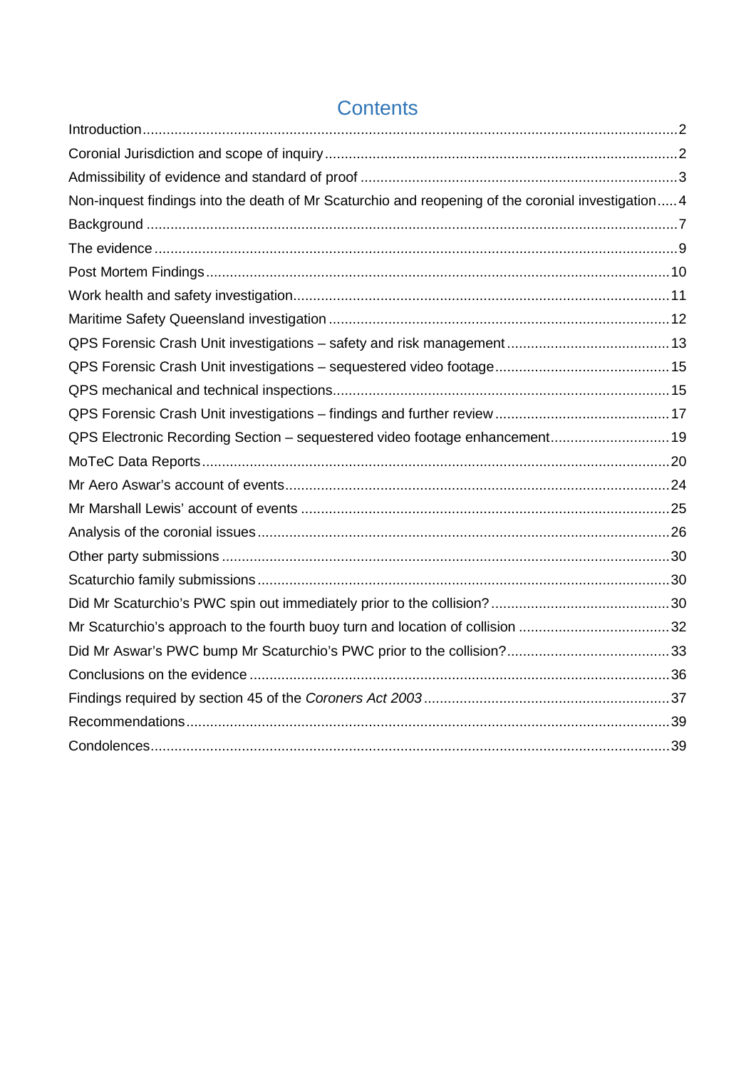# Contents

Introduction.....2
Coronial Jurisdiction and scope of inquiry.....2
Admissibility of evidence and standard of proof.....3
Non-inquest findings into the death of Mr Scaturchio and reopening of the coronial investigation.....4
Background.....7
The evidence.....9
Post Mortem Findings.....10
Work health and safety investigation.....11
Maritime Safety Queensland investigation.....12
QPS Forensic Crash Unit investigations – safety and risk management.....13
QPS Forensic Crash Unit investigations – sequestered video footage.....15
QPS mechanical and technical inspections.....15
QPS Forensic Crash Unit investigations – findings and further review.....17
QPS Electronic Recording Section – sequestered video footage enhancement.....19
MoTeC Data Reports.....20
Mr Aero Aswar's account of events.....24
Mr Marshall Lewis' account of events.....25
Analysis of the coronial issues.....26
Other party submissions.....30
Scaturchio family submissions.....30
Did Mr Scaturchio's PWC spin out immediately prior to the collision?.....30
Mr Scaturchio's approach to the fourth buoy turn and location of collision.....32
Did Mr Aswar's PWC bump Mr Scaturchio's PWC prior to the collision?.....33
Conclusions on the evidence.....36
Findings required by section 45 of the *Coroners Act 2003*.....37
Recommendations.....39
Condolences.....39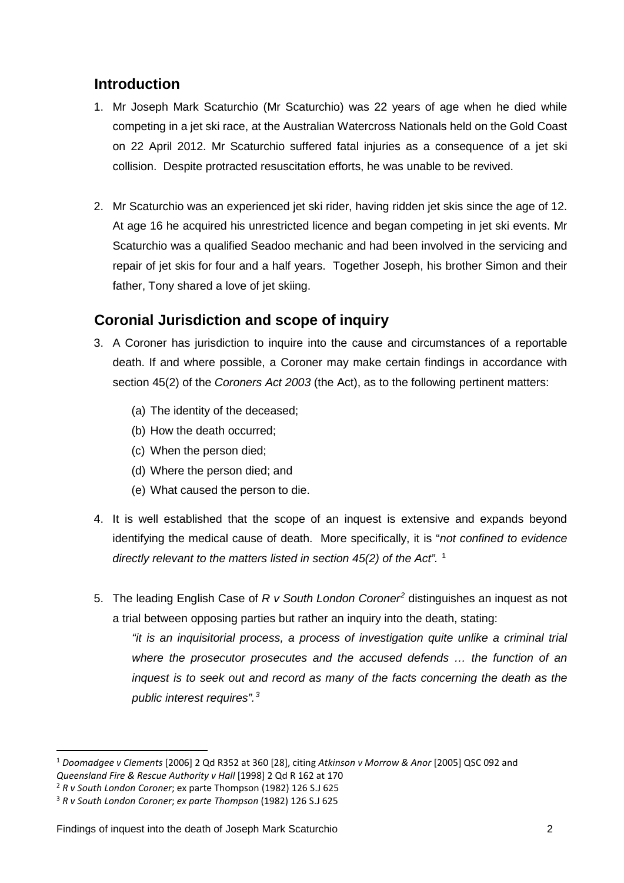## Introduction

1. Mr Joseph Mark Scaturchio (Mr Scaturchio) was 22 years of age when he died while competing in a jet ski race, at the Australian Watercross Nationals held on the Gold Coast on 22 April 2012. Mr Scaturchio suffered fatal injuries as a consequence of a jet ski collision. Despite protracted resuscitation efforts, he was unable to be revived.

2. Mr Scaturchio was an experienced jet ski rider, having ridden jet skis since the age of 12. At age 16 he acquired his unrestricted licence and began competing in jet ski events. Mr Scaturchio was a qualified Seadoo mechanic and had been involved in the servicing and repair of jet skis for four and a half years. Together Joseph, his brother Simon and their father, Tony shared a love of jet skiing.

## Coronial Jurisdiction and scope of inquiry

3. A Coroner has jurisdiction to inquire into the cause and circumstances of a reportable death. If and where possible, a Coroner may make certain findings in accordance with section 45(2) of the *Coroners Act 2003* (the Act), as to the following pertinent matters:

    (a) The identity of the deceased;

    (b) How the death occurred;

    (c) When the person died;

    (d) Where the person died; and

    (e) What caused the person to die.

4. It is well established that the scope of an inquest is extensive and expands beyond identifying the medical cause of death. More specifically, it is "*not confined to evidence directly relevant to the matters listed in section 45(2) of the Act".* [1]

5. The leading English Case of *R v South London Coroner*[2] distinguishes an inquest as not a trial between opposing parties but rather an inquiry into the death, stating:

    *"it is an inquisitorial process, a process of investigation quite unlike a criminal trial where the prosecutor prosecutes and the accused defends … the function of an inquest is to seek out and record as many of the facts concerning the death as the public interest requires".*[3]

---

[1] *Doomadgee v Clements* [2006] 2 Qd R352 at 360 [28], citing *Atkinson v Morrow & Anor* [2005] QSC 092 and *Queensland Fire & Rescue Authority v Hall* [1998] 2 Qd R 162 at 170

[2] *R v South London Coroner*; ex parte Thompson (1982) 126 S.J 625

[3] *R v South London Coroner*; *ex parte Thompson* (1982) 126 S.J 625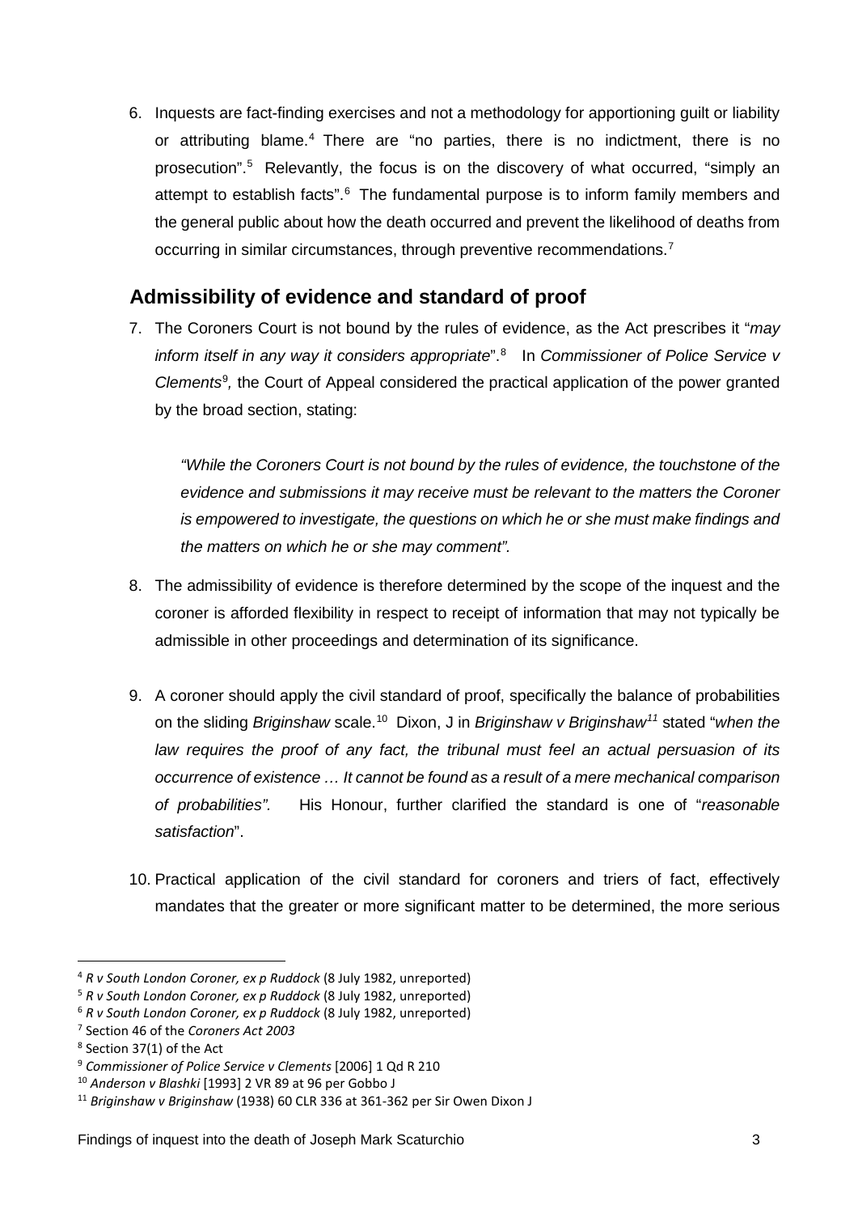6. Inquests are fact-finding exercises and not a methodology for apportioning guilt or liability or attributing blame.[4] There are "no parties, there is no indictment, there is no prosecution".[5] Relevantly, the focus is on the discovery of what occurred, "simply an attempt to establish facts".[6] The fundamental purpose is to inform family members and the general public about how the death occurred and prevent the likelihood of deaths from occurring in similar circumstances, through preventive recommendations.[7]

## Admissibility of evidence and standard of proof

7. The Coroners Court is not bound by the rules of evidence, as the Act prescribes it "*may inform itself in any way it considers appropriate*".[8] In *Commissioner of Police Service v Clements*[9], the Court of Appeal considered the practical application of the power granted by the broad section, stating:

   *"While the Coroners Court is not bound by the rules of evidence, the touchstone of the evidence and submissions it may receive must be relevant to the matters the Coroner is empowered to investigate, the questions on which he or she must make findings and the matters on which he or she may comment".*

8. The admissibility of evidence is therefore determined by the scope of the inquest and the coroner is afforded flexibility in respect to receipt of information that may not typically be admissible in other proceedings and determination of its significance.

9. A coroner should apply the civil standard of proof, specifically the balance of probabilities on the sliding *Briginshaw* scale.[10] Dixon, J in *Briginshaw v Briginshaw*[11] stated "*when the law requires the proof of any fact, the tribunal must feel an actual persuasion of its occurrence of existence … It cannot be found as a result of a mere mechanical comparison of probabilities".* His Honour, further clarified the standard is one of "*reasonable satisfaction*".

10. Practical application of the civil standard for coroners and triers of fact, effectively mandates that the greater or more significant matter to be determined, the more serious

---

[4] *R v South London Coroner, ex p Ruddock* (8 July 1982, unreported)
[5] *R v South London Coroner, ex p Ruddock* (8 July 1982, unreported)
[6] *R v South London Coroner, ex p Ruddock* (8 July 1982, unreported)
[7] Section 46 of the *Coroners Act 2003*
[8] Section 37(1) of the Act
[9] *Commissioner of Police Service v Clements* [2006] 1 Qd R 210
[10] *Anderson v Blashki* [1993] 2 VR 89 at 96 per Gobbo J
[11] *Briginshaw v Briginshaw* (1938) 60 CLR 336 at 361-362 per Sir Owen Dixon J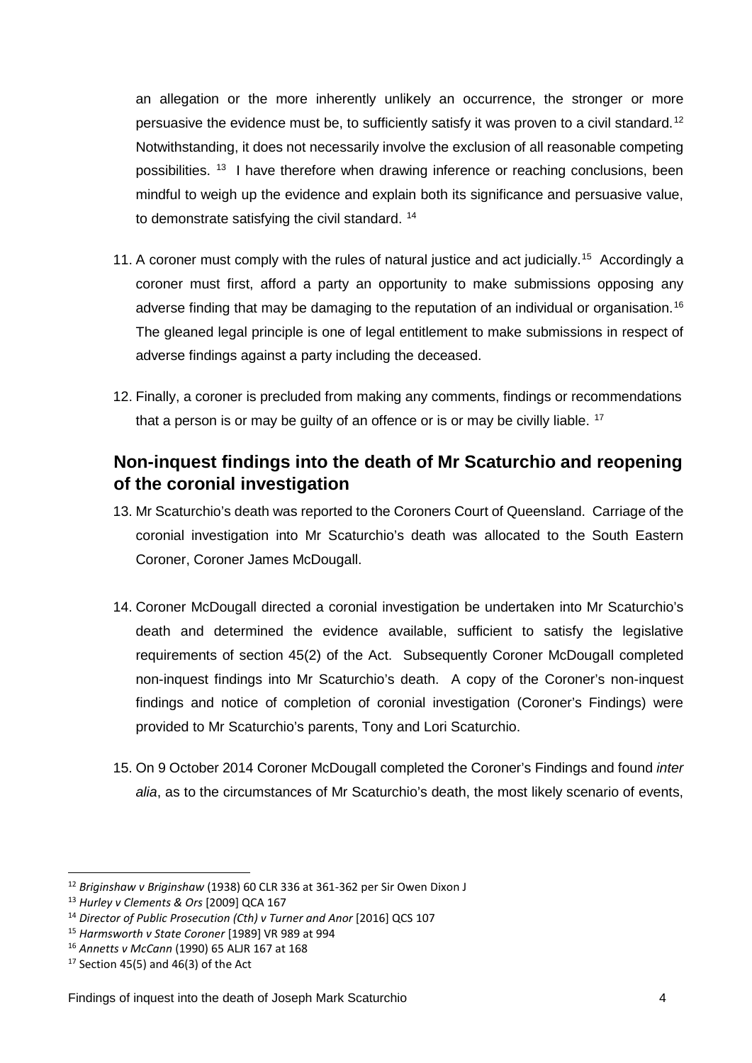an allegation or the more inherently unlikely an occurrence, the stronger or more persuasive the evidence must be, to sufficiently satisfy it was proven to a civil standard.[12] Notwithstanding, it does not necessarily involve the exclusion of all reasonable competing possibilities. [13] I have therefore when drawing inference or reaching conclusions, been mindful to weigh up the evidence and explain both its significance and persuasive value, to demonstrate satisfying the civil standard. [14]

11. A coroner must comply with the rules of natural justice and act judicially.[15] Accordingly a coroner must first, afford a party an opportunity to make submissions opposing any adverse finding that may be damaging to the reputation of an individual or organisation.[16] The gleaned legal principle is one of legal entitlement to make submissions in respect of adverse findings against a party including the deceased.

12. Finally, a coroner is precluded from making any comments, findings or recommendations that a person is or may be guilty of an offence or is or may be civilly liable. [17]

## Non-inquest findings into the death of Mr Scaturchio and reopening of the coronial investigation

13. Mr Scaturchio's death was reported to the Coroners Court of Queensland. Carriage of the coronial investigation into Mr Scaturchio's death was allocated to the South Eastern Coroner, Coroner James McDougall.

14. Coroner McDougall directed a coronial investigation be undertaken into Mr Scaturchio's death and determined the evidence available, sufficient to satisfy the legislative requirements of section 45(2) of the Act. Subsequently Coroner McDougall completed non-inquest findings into Mr Scaturchio's death. A copy of the Coroner's non-inquest findings and notice of completion of coronial investigation (Coroner's Findings) were provided to Mr Scaturchio's parents, Tony and Lori Scaturchio.

15. On 9 October 2014 Coroner McDougall completed the Coroner's Findings and found *inter alia*, as to the circumstances of Mr Scaturchio's death, the most likely scenario of events,

---

[12] *Briginshaw v Briginshaw* (1938) 60 CLR 336 at 361-362 per Sir Owen Dixon J
[13] *Hurley v Clements & Ors* [2009] QCA 167
[14] *Director of Public Prosecution (Cth) v Turner and Anor* [2016] QCS 107
[15] *Harmsworth v State Coroner* [1989] VR 989 at 994
[16] *Annetts v McCann* (1990) 65 ALJR 167 at 168
[17] Section 45(5) and 46(3) of the Act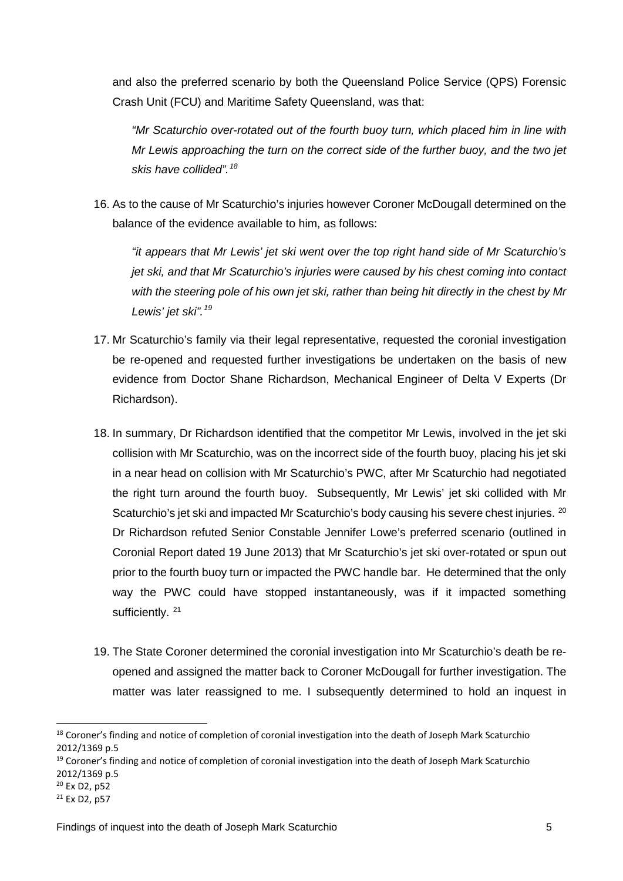and also the preferred scenario by both the Queensland Police Service (QPS) Forensic Crash Unit (FCU) and Maritime Safety Queensland, was that:

> *"Mr Scaturchio over-rotated out of the fourth buoy turn, which placed him in line with Mr Lewis approaching the turn on the correct side of the further buoy, and the two jet skis have collided".*[18]

16. As to the cause of Mr Scaturchio's injuries however Coroner McDougall determined on the balance of the evidence available to him, as follows:

> *"it appears that Mr Lewis' jet ski went over the top right hand side of Mr Scaturchio's jet ski, and that Mr Scaturchio's injuries were caused by his chest coming into contact with the steering pole of his own jet ski, rather than being hit directly in the chest by Mr Lewis' jet ski".*[19]

17. Mr Scaturchio's family via their legal representative, requested the coronial investigation be re-opened and requested further investigations be undertaken on the basis of new evidence from Doctor Shane Richardson, Mechanical Engineer of Delta V Experts (Dr Richardson).

18. In summary, Dr Richardson identified that the competitor Mr Lewis, involved in the jet ski collision with Mr Scaturchio, was on the incorrect side of the fourth buoy, placing his jet ski in a near head on collision with Mr Scaturchio's PWC, after Mr Scaturchio had negotiated the right turn around the fourth buoy. Subsequently, Mr Lewis' jet ski collided with Mr Scaturchio's jet ski and impacted Mr Scaturchio's body causing his severe chest injuries. [20] Dr Richardson refuted Senior Constable Jennifer Lowe's preferred scenario (outlined in Coronial Report dated 19 June 2013) that Mr Scaturchio's jet ski over-rotated or spun out prior to the fourth buoy turn or impacted the PWC handle bar. He determined that the only way the PWC could have stopped instantaneously, was if it impacted something sufficiently. [21]

19. The State Coroner determined the coronial investigation into Mr Scaturchio's death be re-opened and assigned the matter back to Coroner McDougall for further investigation. The matter was later reassigned to me. I subsequently determined to hold an inquest in

---

[18] Coroner's finding and notice of completion of coronial investigation into the death of Joseph Mark Scaturchio 2012/1369 p.5

[19] Coroner's finding and notice of completion of coronial investigation into the death of Joseph Mark Scaturchio 2012/1369 p.5

[20] Ex D2, p52

[21] Ex D2, p57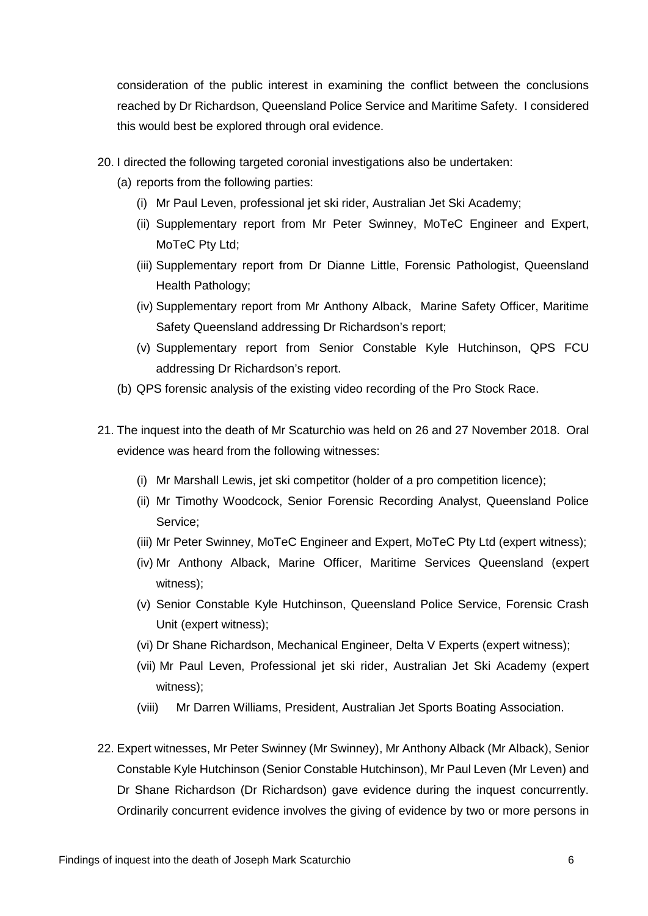consideration of the public interest in examining the conflict between the conclusions reached by Dr Richardson, Queensland Police Service and Maritime Safety. I considered this would best be explored through oral evidence.

20. I directed the following targeted coronial investigations also be undertaken:
    (a) reports from the following parties:
        (i) Mr Paul Leven, professional jet ski rider, Australian Jet Ski Academy;
        (ii) Supplementary report from Mr Peter Swinney, MoTeC Engineer and Expert, MoTeC Pty Ltd;
        (iii) Supplementary report from Dr Dianne Little, Forensic Pathologist, Queensland Health Pathology;
        (iv) Supplementary report from Mr Anthony Alback, Marine Safety Officer, Maritime Safety Queensland addressing Dr Richardson's report;
        (v) Supplementary report from Senior Constable Kyle Hutchinson, QPS FCU addressing Dr Richardson's report.
    (b) QPS forensic analysis of the existing video recording of the Pro Stock Race.

21. The inquest into the death of Mr Scaturchio was held on 26 and 27 November 2018. Oral evidence was heard from the following witnesses:
    (i) Mr Marshall Lewis, jet ski competitor (holder of a pro competition licence);
    (ii) Mr Timothy Woodcock, Senior Forensic Recording Analyst, Queensland Police Service;
    (iii) Mr Peter Swinney, MoTeC Engineer and Expert, MoTeC Pty Ltd (expert witness);
    (iv) Mr Anthony Alback, Marine Officer, Maritime Services Queensland (expert witness);
    (v) Senior Constable Kyle Hutchinson, Queensland Police Service, Forensic Crash Unit (expert witness);
    (vi) Dr Shane Richardson, Mechanical Engineer, Delta V Experts (expert witness);
    (vii) Mr Paul Leven, Professional jet ski rider, Australian Jet Ski Academy (expert witness);
    (viii) Mr Darren Williams, President, Australian Jet Sports Boating Association.

22. Expert witnesses, Mr Peter Swinney (Mr Swinney), Mr Anthony Alback (Mr Alback), Senior Constable Kyle Hutchinson (Senior Constable Hutchinson), Mr Paul Leven (Mr Leven) and Dr Shane Richardson (Dr Richardson) gave evidence during the inquest concurrently. Ordinarily concurrent evidence involves the giving of evidence by two or more persons in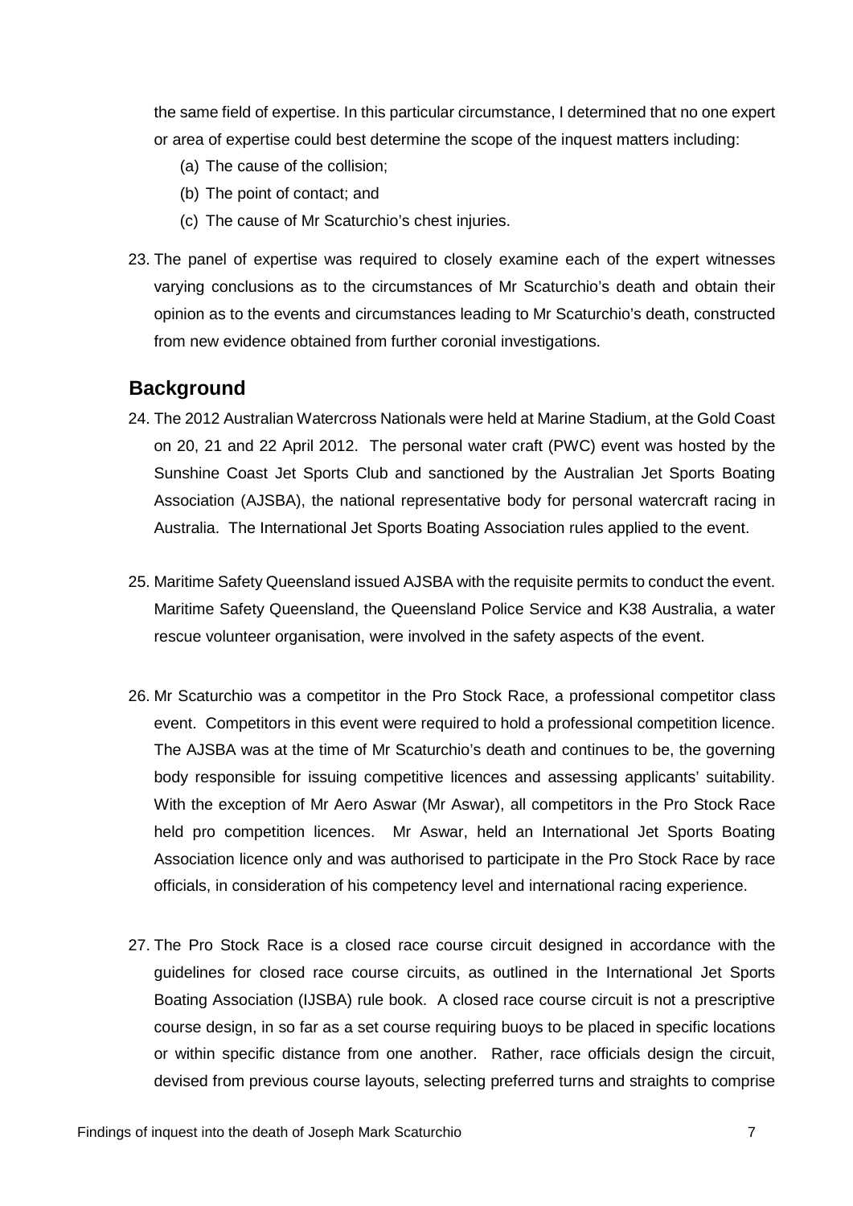the same field of expertise. In this particular circumstance, I determined that no one expert or area of expertise could best determine the scope of the inquest matters including:

(a) The cause of the collision;

(b) The point of contact; and

(c) The cause of Mr Scaturchio's chest injuries.

23. The panel of expertise was required to closely examine each of the expert witnesses varying conclusions as to the circumstances of Mr Scaturchio's death and obtain their opinion as to the events and circumstances leading to Mr Scaturchio's death, constructed from new evidence obtained from further coronial investigations.

## Background

24. The 2012 Australian Watercross Nationals were held at Marine Stadium, at the Gold Coast on 20, 21 and 22 April 2012. The personal water craft (PWC) event was hosted by the Sunshine Coast Jet Sports Club and sanctioned by the Australian Jet Sports Boating Association (AJSBA), the national representative body for personal watercraft racing in Australia. The International Jet Sports Boating Association rules applied to the event.

25. Maritime Safety Queensland issued AJSBA with the requisite permits to conduct the event. Maritime Safety Queensland, the Queensland Police Service and K38 Australia, a water rescue volunteer organisation, were involved in the safety aspects of the event.

26. Mr Scaturchio was a competitor in the Pro Stock Race, a professional competitor class event. Competitors in this event were required to hold a professional competition licence. The AJSBA was at the time of Mr Scaturchio's death and continues to be, the governing body responsible for issuing competitive licences and assessing applicants' suitability. With the exception of Mr Aero Aswar (Mr Aswar), all competitors in the Pro Stock Race held pro competition licences. Mr Aswar, held an International Jet Sports Boating Association licence only and was authorised to participate in the Pro Stock Race by race officials, in consideration of his competency level and international racing experience.

27. The Pro Stock Race is a closed race course circuit designed in accordance with the guidelines for closed race course circuits, as outlined in the International Jet Sports Boating Association (IJSBA) rule book. A closed race course circuit is not a prescriptive course design, in so far as a set course requiring buoys to be placed in specific locations or within specific distance from one another. Rather, race officials design the circuit, devised from previous course layouts, selecting preferred turns and straights to comprise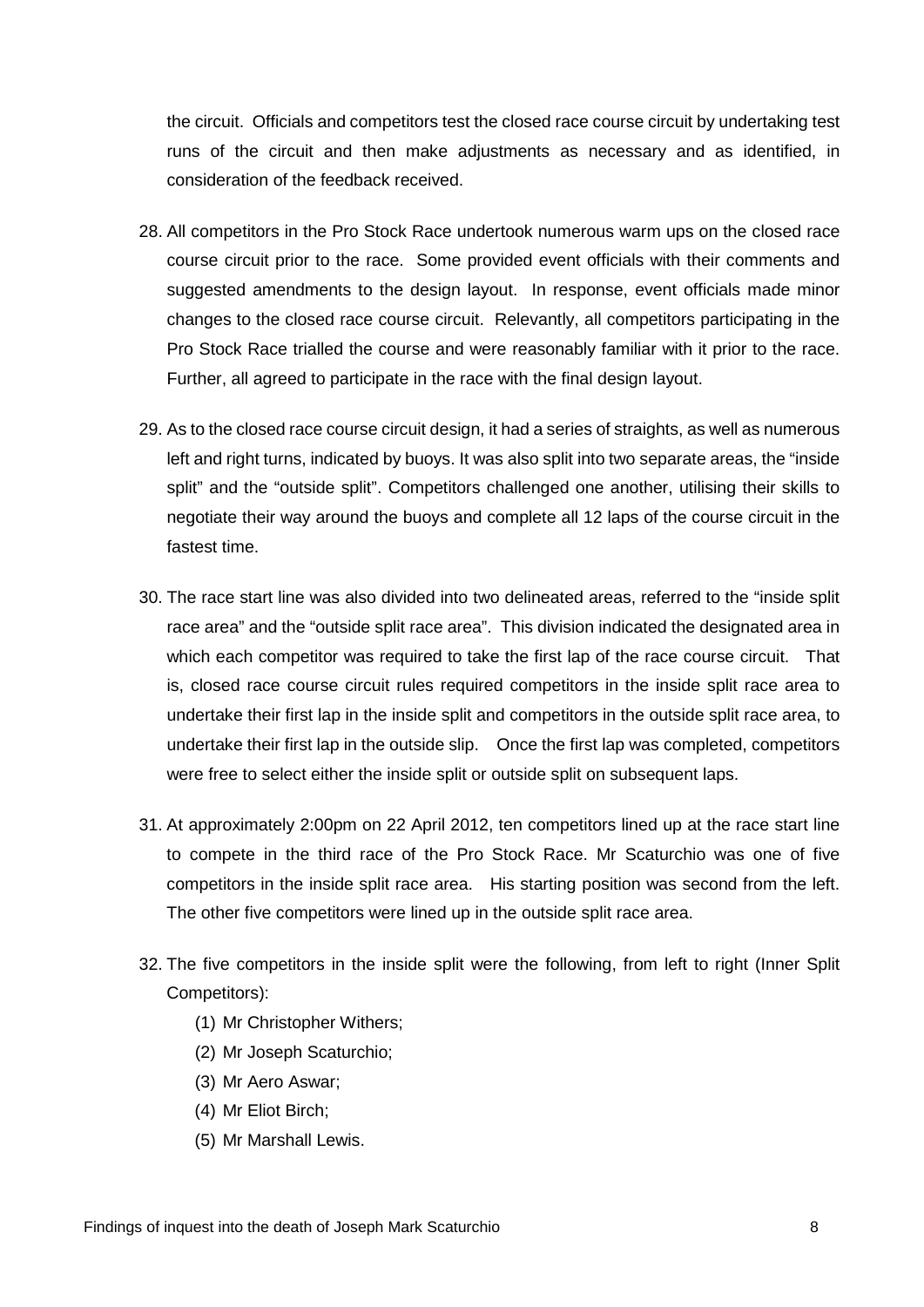the circuit. Officials and competitors test the closed race course circuit by undertaking test runs of the circuit and then make adjustments as necessary and as identified, in consideration of the feedback received.

28. All competitors in the Pro Stock Race undertook numerous warm ups on the closed race course circuit prior to the race. Some provided event officials with their comments and suggested amendments to the design layout. In response, event officials made minor changes to the closed race course circuit. Relevantly, all competitors participating in the Pro Stock Race trialled the course and were reasonably familiar with it prior to the race. Further, all agreed to participate in the race with the final design layout.

29. As to the closed race course circuit design, it had a series of straights, as well as numerous left and right turns, indicated by buoys. It was also split into two separate areas, the "inside split" and the "outside split". Competitors challenged one another, utilising their skills to negotiate their way around the buoys and complete all 12 laps of the course circuit in the fastest time.

30. The race start line was also divided into two delineated areas, referred to the "inside split race area" and the "outside split race area". This division indicated the designated area in which each competitor was required to take the first lap of the race course circuit. That is, closed race course circuit rules required competitors in the inside split race area to undertake their first lap in the inside split and competitors in the outside split race area, to undertake their first lap in the outside slip. Once the first lap was completed, competitors were free to select either the inside split or outside split on subsequent laps.

31. At approximately 2:00pm on 22 April 2012, ten competitors lined up at the race start line to compete in the third race of the Pro Stock Race. Mr Scaturchio was one of five competitors in the inside split race area. His starting position was second from the left. The other five competitors were lined up in the outside split race area.

32. The five competitors in the inside split were the following, from left to right (Inner Split Competitors):
    (1) Mr Christopher Withers;
    (2) Mr Joseph Scaturchio;
    (3) Mr Aero Aswar;
    (4) Mr Eliot Birch;
    (5) Mr Marshall Lewis.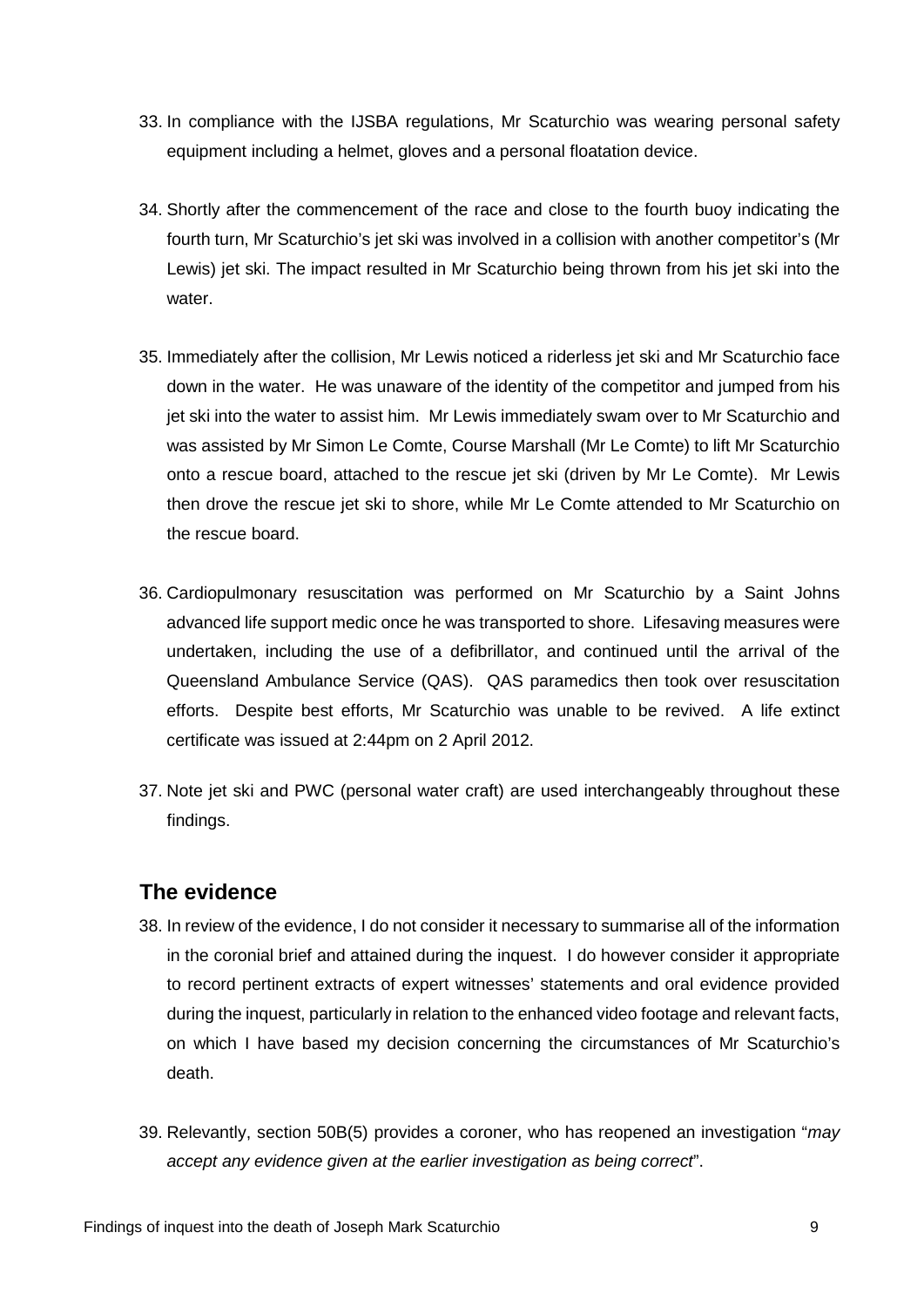33. In compliance with the IJSBA regulations, Mr Scaturchio was wearing personal safety equipment including a helmet, gloves and a personal floatation device.

34. Shortly after the commencement of the race and close to the fourth buoy indicating the fourth turn, Mr Scaturchio's jet ski was involved in a collision with another competitor's (Mr Lewis) jet ski. The impact resulted in Mr Scaturchio being thrown from his jet ski into the water.

35. Immediately after the collision, Mr Lewis noticed a riderless jet ski and Mr Scaturchio face down in the water. He was unaware of the identity of the competitor and jumped from his jet ski into the water to assist him. Mr Lewis immediately swam over to Mr Scaturchio and was assisted by Mr Simon Le Comte, Course Marshall (Mr Le Comte) to lift Mr Scaturchio onto a rescue board, attached to the rescue jet ski (driven by Mr Le Comte). Mr Lewis then drove the rescue jet ski to shore, while Mr Le Comte attended to Mr Scaturchio on the rescue board.

36. Cardiopulmonary resuscitation was performed on Mr Scaturchio by a Saint Johns advanced life support medic once he was transported to shore. Lifesaving measures were undertaken, including the use of a defibrillator, and continued until the arrival of the Queensland Ambulance Service (QAS). QAS paramedics then took over resuscitation efforts. Despite best efforts, Mr Scaturchio was unable to be revived. A life extinct certificate was issued at 2:44pm on 2 April 2012.

37. Note jet ski and PWC (personal water craft) are used interchangeably throughout these findings.

## The evidence

38. In review of the evidence, I do not consider it necessary to summarise all of the information in the coronial brief and attained during the inquest. I do however consider it appropriate to record pertinent extracts of expert witnesses' statements and oral evidence provided during the inquest, particularly in relation to the enhanced video footage and relevant facts, on which I have based my decision concerning the circumstances of Mr Scaturchio's death.

39. Relevantly, section 50B(5) provides a coroner, who has reopened an investigation "*may accept any evidence given at the earlier investigation as being correct*".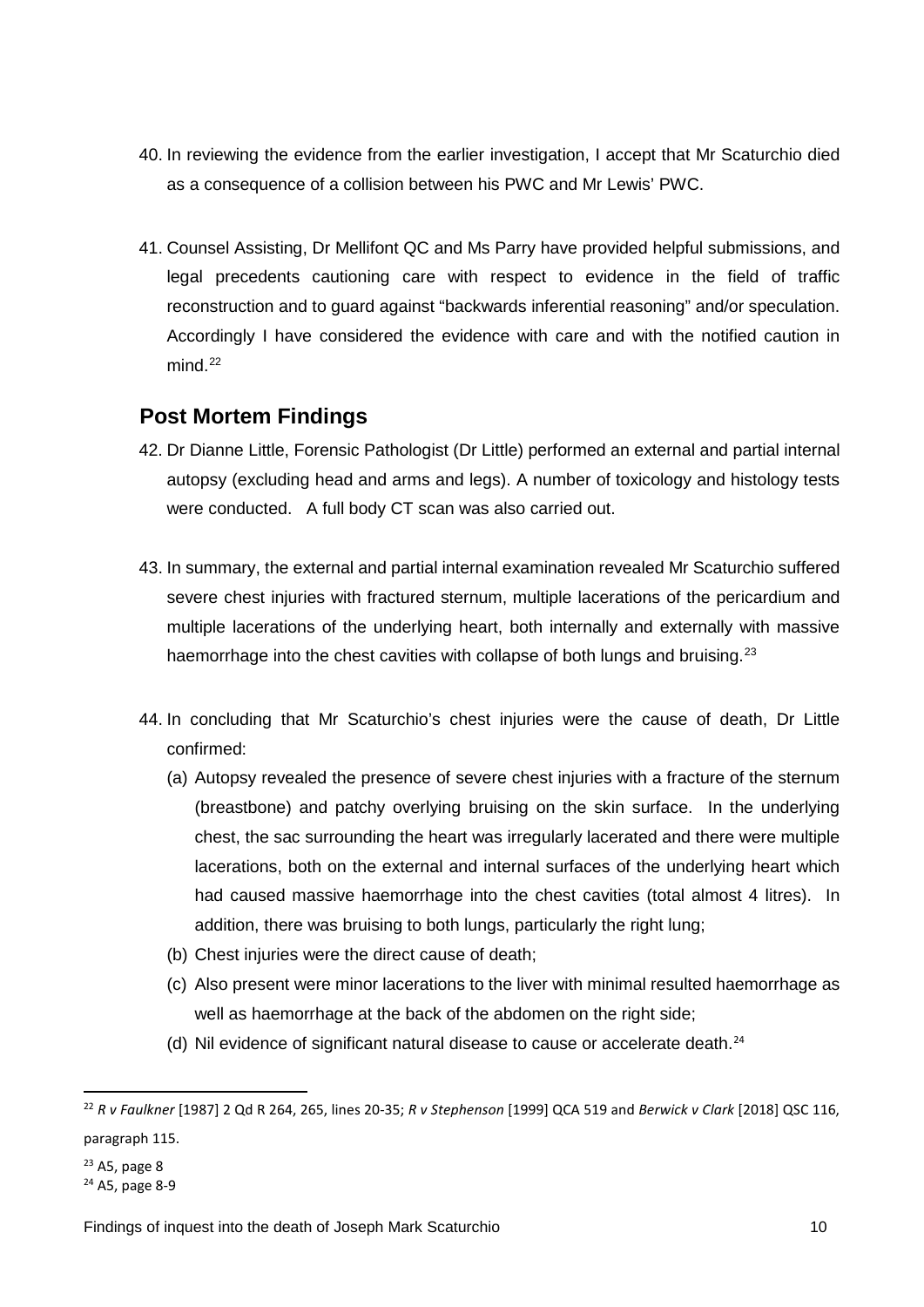40. In reviewing the evidence from the earlier investigation, I accept that Mr Scaturchio died as a consequence of a collision between his PWC and Mr Lewis' PWC.

41. Counsel Assisting, Dr Mellifont QC and Ms Parry have provided helpful submissions, and legal precedents cautioning care with respect to evidence in the field of traffic reconstruction and to guard against "backwards inferential reasoning" and/or speculation. Accordingly I have considered the evidence with care and with the notified caution in mind.[22]

## Post Mortem Findings

42. Dr Dianne Little, Forensic Pathologist (Dr Little) performed an external and partial internal autopsy (excluding head and arms and legs). A number of toxicology and histology tests were conducted. A full body CT scan was also carried out.

43. In summary, the external and partial internal examination revealed Mr Scaturchio suffered severe chest injuries with fractured sternum, multiple lacerations of the pericardium and multiple lacerations of the underlying heart, both internally and externally with massive haemorrhage into the chest cavities with collapse of both lungs and bruising.[23]

44. In concluding that Mr Scaturchio's chest injuries were the cause of death, Dr Little confirmed:
    (a) Autopsy revealed the presence of severe chest injuries with a fracture of the sternum (breastbone) and patchy overlying bruising on the skin surface. In the underlying chest, the sac surrounding the heart was irregularly lacerated and there were multiple lacerations, both on the external and internal surfaces of the underlying heart which had caused massive haemorrhage into the chest cavities (total almost 4 litres). In addition, there was bruising to both lungs, particularly the right lung;
    (b) Chest injuries were the direct cause of death;
    (c) Also present were minor lacerations to the liver with minimal resulted haemorrhage as well as haemorrhage at the back of the abdomen on the right side;
    (d) Nil evidence of significant natural disease to cause or accelerate death.[24]

---

[22] *R v Faulkner* [1987] 2 Qd R 264, 265, lines 20-35; *R v Stephenson* [1999] QCA 519 and *Berwick v Clark* [2018] QSC 116, paragraph 115.

[23] A5, page 8

[24] A5, page 8-9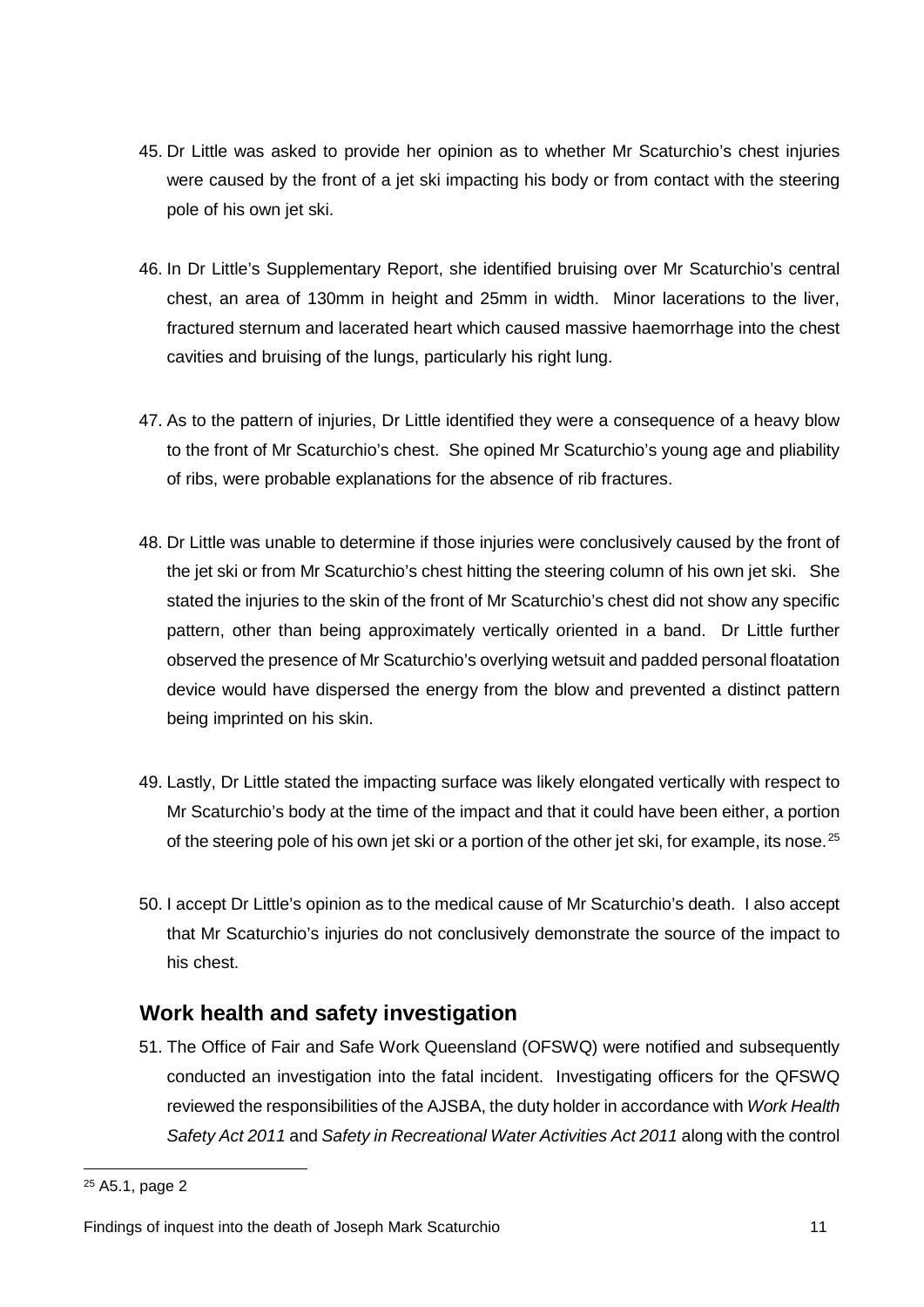45. Dr Little was asked to provide her opinion as to whether Mr Scaturchio's chest injuries were caused by the front of a jet ski impacting his body or from contact with the steering pole of his own jet ski.

46. In Dr Little's Supplementary Report, she identified bruising over Mr Scaturchio's central chest, an area of 130mm in height and 25mm in width. Minor lacerations to the liver, fractured sternum and lacerated heart which caused massive haemorrhage into the chest cavities and bruising of the lungs, particularly his right lung.

47. As to the pattern of injuries, Dr Little identified they were a consequence of a heavy blow to the front of Mr Scaturchio's chest. She opined Mr Scaturchio's young age and pliability of ribs, were probable explanations for the absence of rib fractures.

48. Dr Little was unable to determine if those injuries were conclusively caused by the front of the jet ski or from Mr Scaturchio's chest hitting the steering column of his own jet ski. She stated the injuries to the skin of the front of Mr Scaturchio's chest did not show any specific pattern, other than being approximately vertically oriented in a band. Dr Little further observed the presence of Mr Scaturchio's overlying wetsuit and padded personal floatation device would have dispersed the energy from the blow and prevented a distinct pattern being imprinted on his skin.

49. Lastly, Dr Little stated the impacting surface was likely elongated vertically with respect to Mr Scaturchio's body at the time of the impact and that it could have been either, a portion of the steering pole of his own jet ski or a portion of the other jet ski, for example, its nose.[25]

50. I accept Dr Little's opinion as to the medical cause of Mr Scaturchio's death. I also accept that Mr Scaturchio's injuries do not conclusively demonstrate the source of the impact to his chest.

## Work health and safety investigation

51. The Office of Fair and Safe Work Queensland (OFSWQ) were notified and subsequently conducted an investigation into the fatal incident. Investigating officers for the QFSWQ reviewed the responsibilities of the AJSBA, the duty holder in accordance with *Work Health Safety Act 2011* and *Safety in Recreational Water Activities Act 2011* along with the control

[25] A5.1, page 2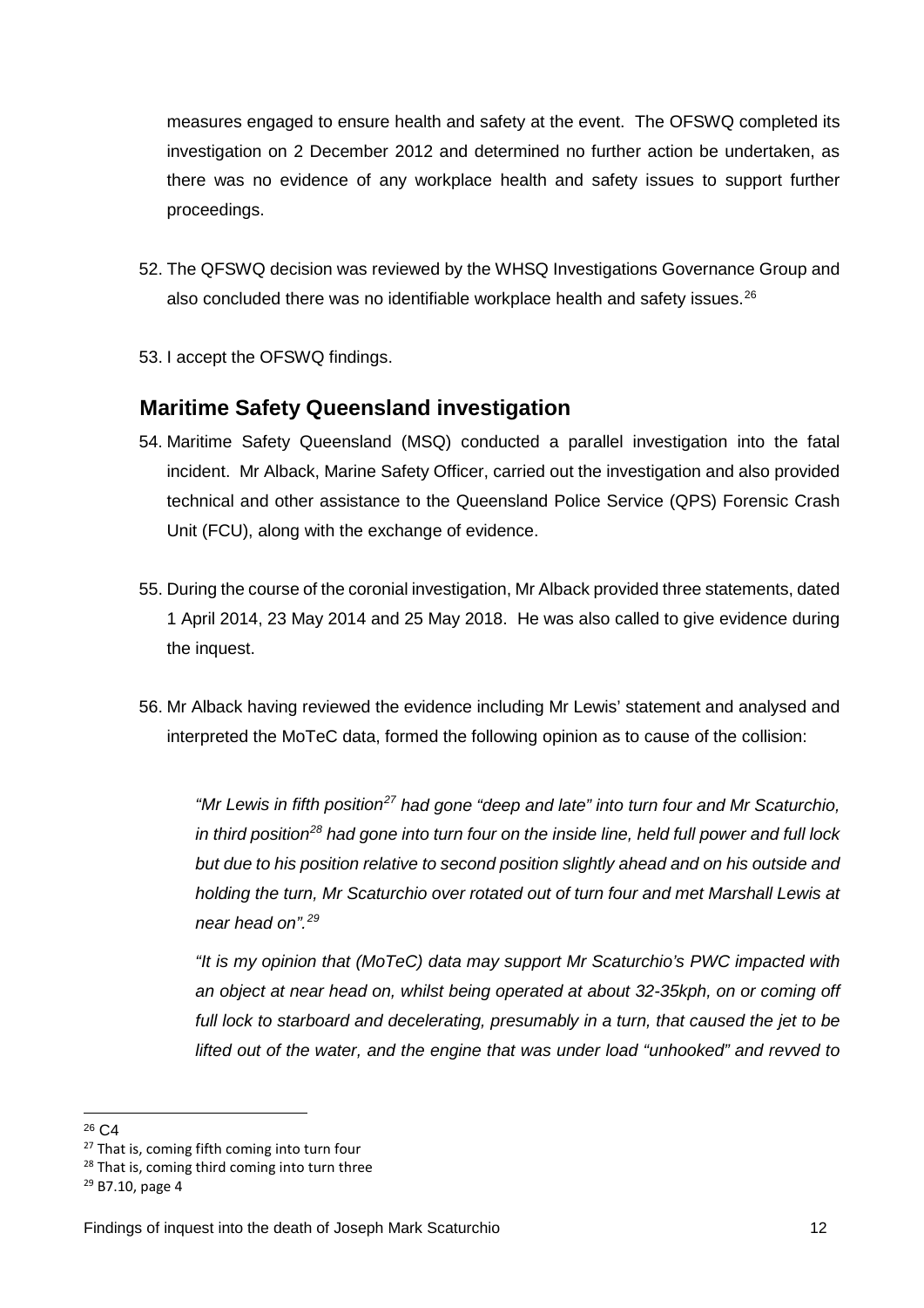measures engaged to ensure health and safety at the event. The OFSWQ completed its investigation on 2 December 2012 and determined no further action be undertaken, as there was no evidence of any workplace health and safety issues to support further proceedings.

52. The QFSWQ decision was reviewed by the WHSQ Investigations Governance Group and also concluded there was no identifiable workplace health and safety issues.[26]

53. I accept the OFSWQ findings.

## Maritime Safety Queensland investigation

54. Maritime Safety Queensland (MSQ) conducted a parallel investigation into the fatal incident. Mr Alback, Marine Safety Officer, carried out the investigation and also provided technical and other assistance to the Queensland Police Service (QPS) Forensic Crash Unit (FCU), along with the exchange of evidence.

55. During the course of the coronial investigation, Mr Alback provided three statements, dated 1 April 2014, 23 May 2014 and 25 May 2018. He was also called to give evidence during the inquest.

56. Mr Alback having reviewed the evidence including Mr Lewis' statement and analysed and interpreted the MoTeC data, formed the following opinion as to cause of the collision:

    *"Mr Lewis in fifth position[27] had gone "deep and late" into turn four and Mr Scaturchio, in third position[28] had gone into turn four on the inside line, held full power and full lock but due to his position relative to second position slightly ahead and on his outside and holding the turn, Mr Scaturchio over rotated out of turn four and met Marshall Lewis at near head on".[29]*

    *"It is my opinion that (MoTeC) data may support Mr Scaturchio's PWC impacted with an object at near head on, whilst being operated at about 32-35kph, on or coming off full lock to starboard and decelerating, presumably in a turn, that caused the jet to be lifted out of the water, and the engine that was under load "unhooked" and revved to*

---

[26] C4

[27] That is, coming fifth coming into turn four

[28] That is, coming third coming into turn three

[29] B7.10, page 4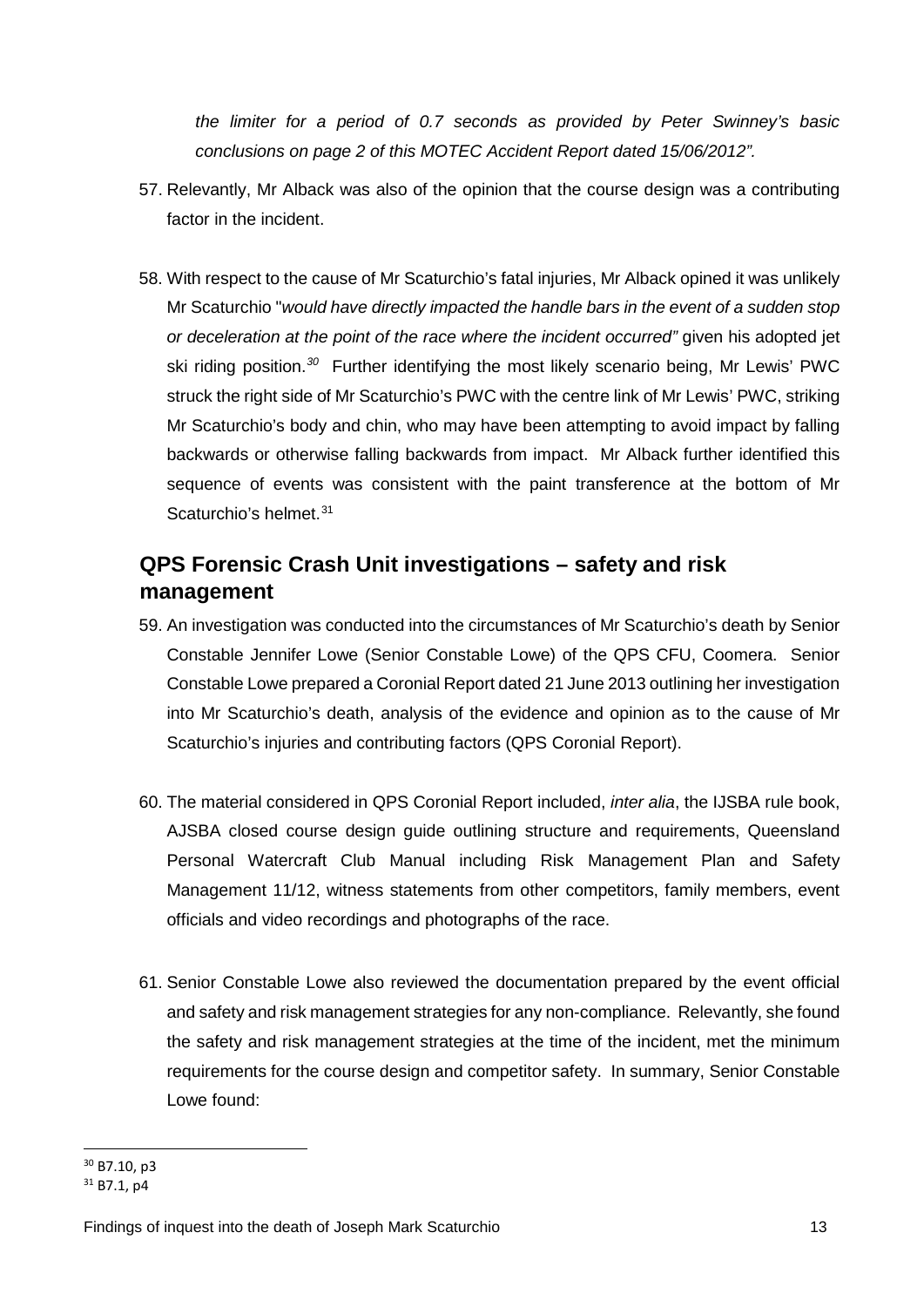*the limiter for a period of 0.7 seconds as provided by Peter Swinney's basic conclusions on page 2 of this MOTEC Accident Report dated 15/06/2012".*

57. Relevantly, Mr Alback was also of the opinion that the course design was a contributing factor in the incident.

58. With respect to the cause of Mr Scaturchio's fatal injuries, Mr Alback opined it was unlikely Mr Scaturchio "*would have directly impacted the handle bars in the event of a sudden stop or deceleration at the point of the race where the incident occurred"* given his adopted jet ski riding position.[30] Further identifying the most likely scenario being, Mr Lewis' PWC struck the right side of Mr Scaturchio's PWC with the centre link of Mr Lewis' PWC, striking Mr Scaturchio's body and chin, who may have been attempting to avoid impact by falling backwards or otherwise falling backwards from impact. Mr Alback further identified this sequence of events was consistent with the paint transference at the bottom of Mr Scaturchio's helmet.[31]

## QPS Forensic Crash Unit investigations – safety and risk management

59. An investigation was conducted into the circumstances of Mr Scaturchio's death by Senior Constable Jennifer Lowe (Senior Constable Lowe) of the QPS CFU, Coomera. Senior Constable Lowe prepared a Coronial Report dated 21 June 2013 outlining her investigation into Mr Scaturchio's death, analysis of the evidence and opinion as to the cause of Mr Scaturchio's injuries and contributing factors (QPS Coronial Report).

60. The material considered in QPS Coronial Report included, *inter alia*, the IJSBA rule book, AJSBA closed course design guide outlining structure and requirements, Queensland Personal Watercraft Club Manual including Risk Management Plan and Safety Management 11/12, witness statements from other competitors, family members, event officials and video recordings and photographs of the race.

61. Senior Constable Lowe also reviewed the documentation prepared by the event official and safety and risk management strategies for any non-compliance. Relevantly, she found the safety and risk management strategies at the time of the incident, met the minimum requirements for the course design and competitor safety. In summary, Senior Constable Lowe found:

---

[30] B7.10, p3

[31] B7.1, p4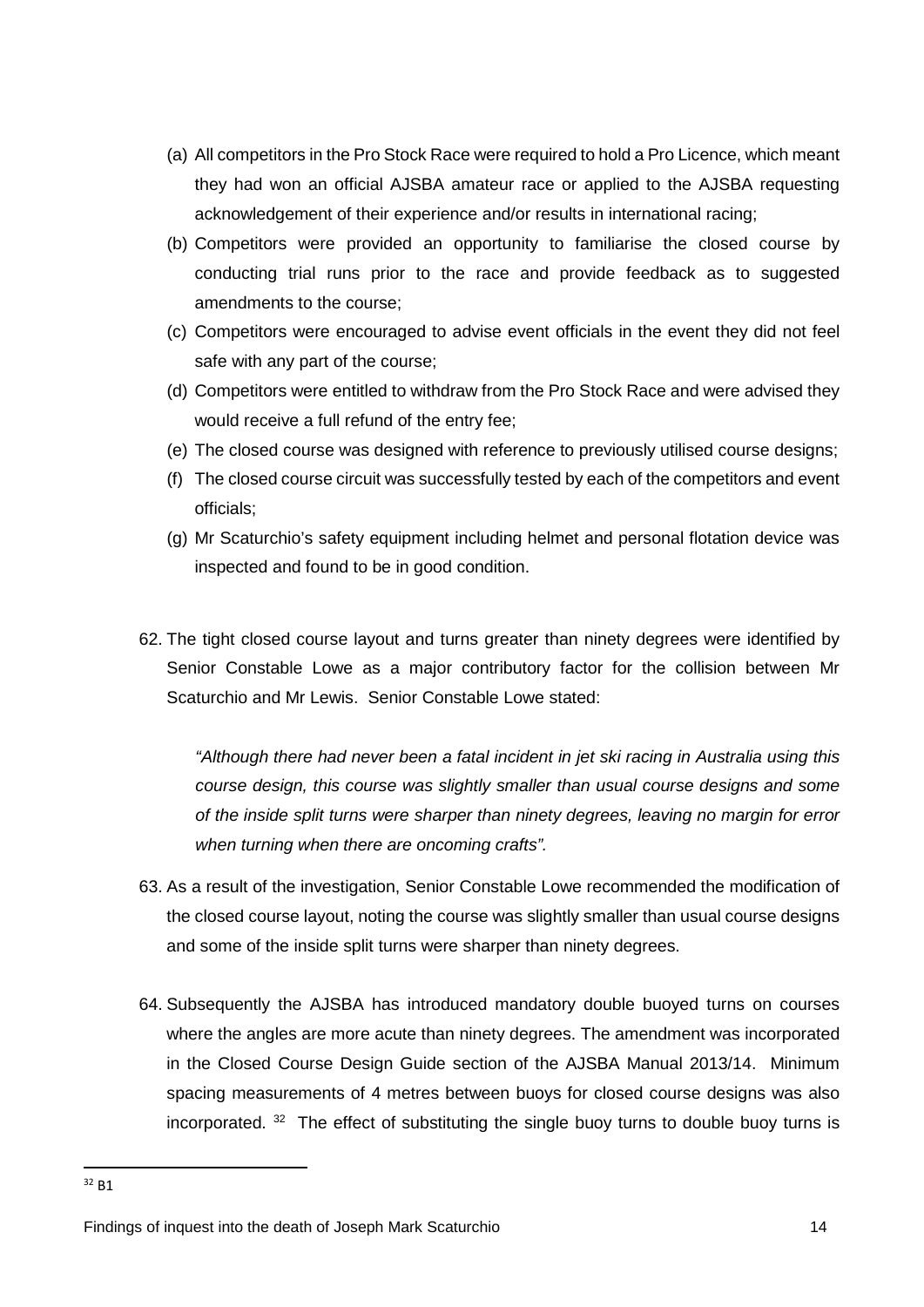(a) All competitors in the Pro Stock Race were required to hold a Pro Licence, which meant they had won an official AJSBA amateur race or applied to the AJSBA requesting acknowledgement of their experience and/or results in international racing;

(b) Competitors were provided an opportunity to familiarise the closed course by conducting trial runs prior to the race and provide feedback as to suggested amendments to the course;

(c) Competitors were encouraged to advise event officials in the event they did not feel safe with any part of the course;

(d) Competitors were entitled to withdraw from the Pro Stock Race and were advised they would receive a full refund of the entry fee;

(e) The closed course was designed with reference to previously utilised course designs;

(f) The closed course circuit was successfully tested by each of the competitors and event officials;

(g) Mr Scaturchio's safety equipment including helmet and personal flotation device was inspected and found to be in good condition.

62. The tight closed course layout and turns greater than ninety degrees were identified by Senior Constable Lowe as a major contributory factor for the collision between Mr Scaturchio and Mr Lewis. Senior Constable Lowe stated:

> *"Although there had never been a fatal incident in jet ski racing in Australia using this course design, this course was slightly smaller than usual course designs and some of the inside split turns were sharper than ninety degrees, leaving no margin for error when turning when there are oncoming crafts".*

63. As a result of the investigation, Senior Constable Lowe recommended the modification of the closed course layout, noting the course was slightly smaller than usual course designs and some of the inside split turns were sharper than ninety degrees.

64. Subsequently the AJSBA has introduced mandatory double buoyed turns on courses where the angles are more acute than ninety degrees. The amendment was incorporated in the Closed Course Design Guide section of the AJSBA Manual 2013/14. Minimum spacing measurements of 4 metres between buoys for closed course designs was also incorporated. [32] The effect of substituting the single buoy turns to double buoy turns is

[32] B1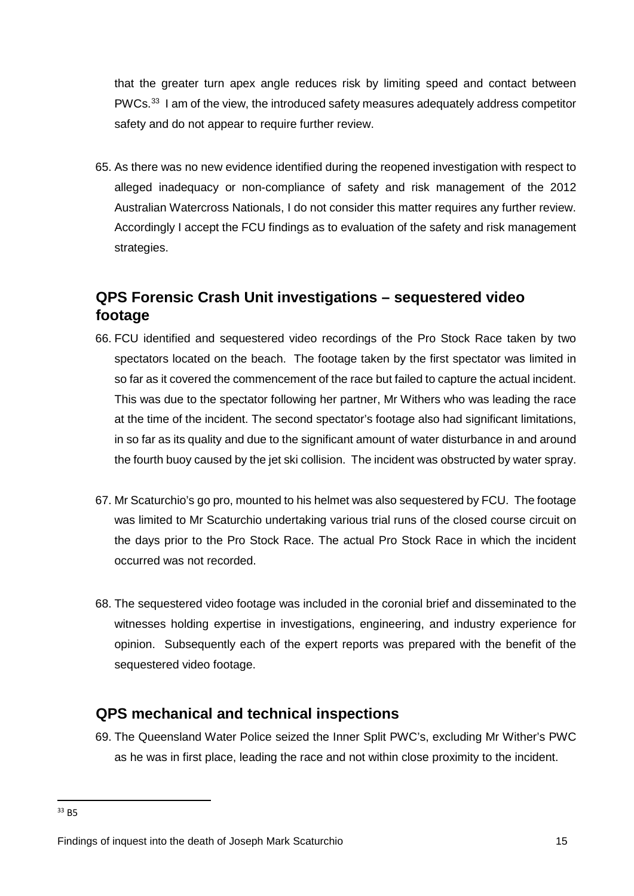that the greater turn apex angle reduces risk by limiting speed and contact between PWCs.[33] I am of the view, the introduced safety measures adequately address competitor safety and do not appear to require further review.

65. As there was no new evidence identified during the reopened investigation with respect to alleged inadequacy or non-compliance of safety and risk management of the 2012 Australian Watercross Nationals, I do not consider this matter requires any further review. Accordingly I accept the FCU findings as to evaluation of the safety and risk management strategies.

## QPS Forensic Crash Unit investigations – sequestered video footage

66. FCU identified and sequestered video recordings of the Pro Stock Race taken by two spectators located on the beach. The footage taken by the first spectator was limited in so far as it covered the commencement of the race but failed to capture the actual incident. This was due to the spectator following her partner, Mr Withers who was leading the race at the time of the incident. The second spectator's footage also had significant limitations, in so far as its quality and due to the significant amount of water disturbance in and around the fourth buoy caused by the jet ski collision. The incident was obstructed by water spray.

67. Mr Scaturchio's go pro, mounted to his helmet was also sequestered by FCU. The footage was limited to Mr Scaturchio undertaking various trial runs of the closed course circuit on the days prior to the Pro Stock Race. The actual Pro Stock Race in which the incident occurred was not recorded.

68. The sequestered video footage was included in the coronial brief and disseminated to the witnesses holding expertise in investigations, engineering, and industry experience for opinion. Subsequently each of the expert reports was prepared with the benefit of the sequestered video footage.

## QPS mechanical and technical inspections

69. The Queensland Water Police seized the Inner Split PWC's, excluding Mr Wither's PWC as he was in first place, leading the race and not within close proximity to the incident.

[33] B5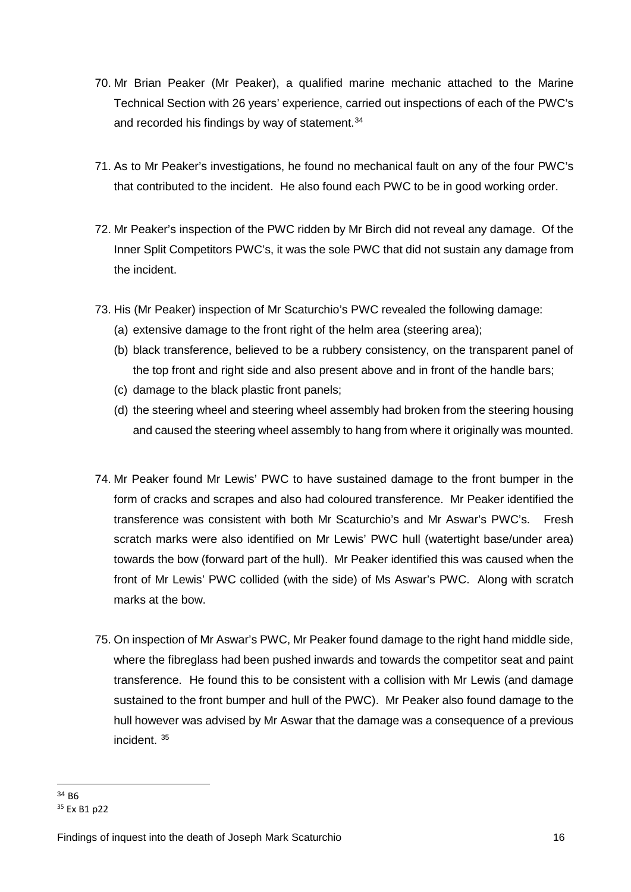70. Mr Brian Peaker (Mr Peaker), a qualified marine mechanic attached to the Marine Technical Section with 26 years' experience, carried out inspections of each of the PWC's and recorded his findings by way of statement.[34]

71. As to Mr Peaker's investigations, he found no mechanical fault on any of the four PWC's that contributed to the incident. He also found each PWC to be in good working order.

72. Mr Peaker's inspection of the PWC ridden by Mr Birch did not reveal any damage. Of the Inner Split Competitors PWC's, it was the sole PWC that did not sustain any damage from the incident.

73. His (Mr Peaker) inspection of Mr Scaturchio's PWC revealed the following damage:
    (a) extensive damage to the front right of the helm area (steering area);
    (b) black transference, believed to be a rubbery consistency, on the transparent panel of the top front and right side and also present above and in front of the handle bars;
    (c) damage to the black plastic front panels;
    (d) the steering wheel and steering wheel assembly had broken from the steering housing and caused the steering wheel assembly to hang from where it originally was mounted.

74. Mr Peaker found Mr Lewis' PWC to have sustained damage to the front bumper in the form of cracks and scrapes and also had coloured transference. Mr Peaker identified the transference was consistent with both Mr Scaturchio's and Mr Aswar's PWC's. Fresh scratch marks were also identified on Mr Lewis' PWC hull (watertight base/under area) towards the bow (forward part of the hull). Mr Peaker identified this was caused when the front of Mr Lewis' PWC collided (with the side) of Ms Aswar's PWC. Along with scratch marks at the bow.

75. On inspection of Mr Aswar's PWC, Mr Peaker found damage to the right hand middle side, where the fibreglass had been pushed inwards and towards the competitor seat and paint transference. He found this to be consistent with a collision with Mr Lewis (and damage sustained to the front bumper and hull of the PWC). Mr Peaker also found damage to the hull however was advised by Mr Aswar that the damage was a consequence of a previous incident. [35]

---

[34] B6

[35] Ex B1 p22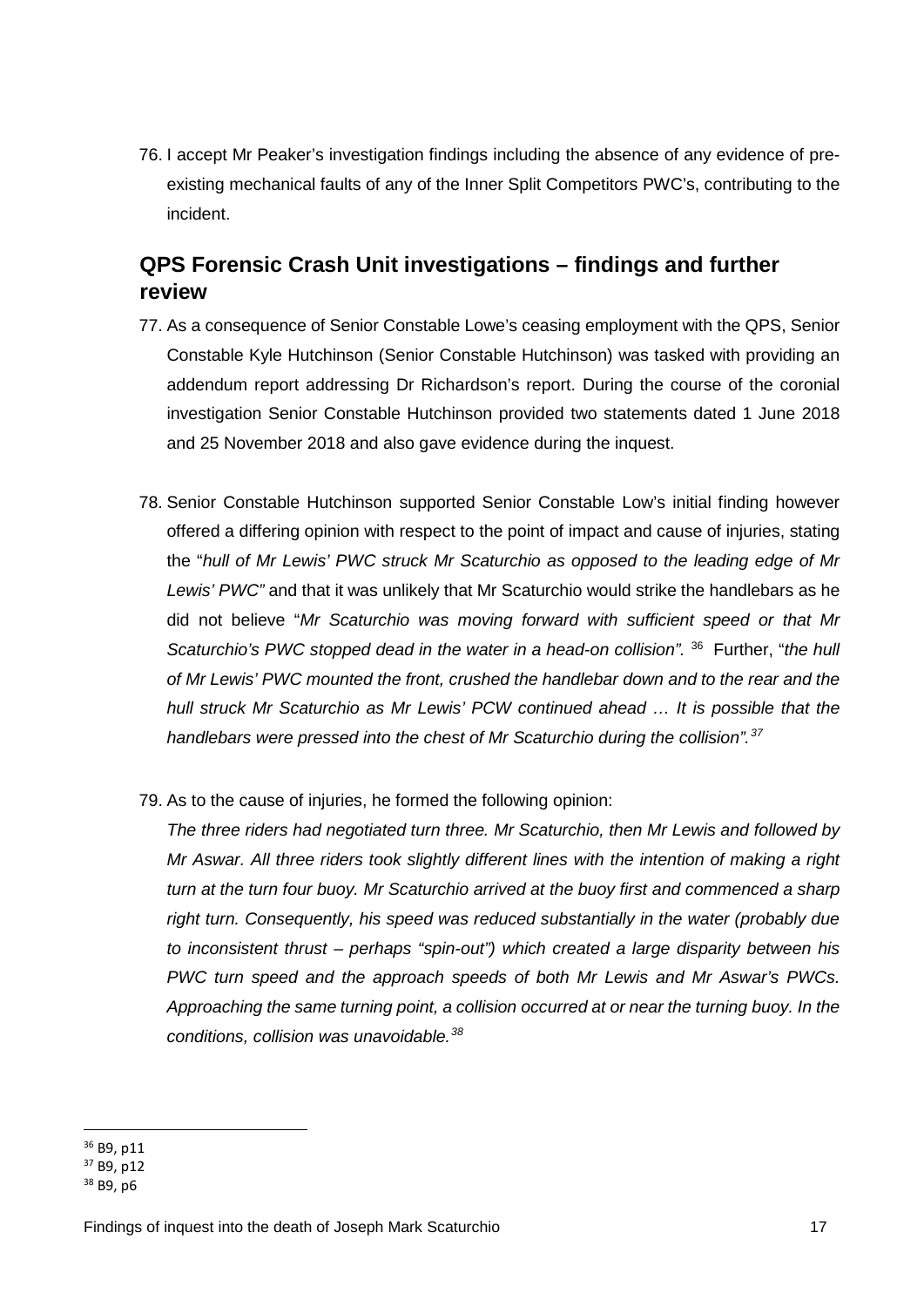76. I accept Mr Peaker's investigation findings including the absence of any evidence of pre-existing mechanical faults of any of the Inner Split Competitors PWC's, contributing to the incident.

## QPS Forensic Crash Unit investigations – findings and further review

77. As a consequence of Senior Constable Lowe's ceasing employment with the QPS, Senior Constable Kyle Hutchinson (Senior Constable Hutchinson) was tasked with providing an addendum report addressing Dr Richardson's report. During the course of the coronial investigation Senior Constable Hutchinson provided two statements dated 1 June 2018 and 25 November 2018 and also gave evidence during the inquest.

78. Senior Constable Hutchinson supported Senior Constable Low's initial finding however offered a differing opinion with respect to the point of impact and cause of injuries, stating the "*hull of Mr Lewis' PWC struck Mr Scaturchio as opposed to the leading edge of Mr Lewis' PWC*" and that it was unlikely that Mr Scaturchio would strike the handlebars as he did not believe "*Mr Scaturchio was moving forward with sufficient speed or that Mr Scaturchio's PWC stopped dead in the water in a head-on collision".*[36] Further, "*the hull of Mr Lewis' PWC mounted the front, crushed the handlebar down and to the rear and the hull struck Mr Scaturchio as Mr Lewis' PCW continued ahead … It is possible that the handlebars were pressed into the chest of Mr Scaturchio during the collision".*[37]

79. As to the cause of injuries, he formed the following opinion:

*The three riders had negotiated turn three. Mr Scaturchio, then Mr Lewis and followed by Mr Aswar. All three riders took slightly different lines with the intention of making a right turn at the turn four buoy. Mr Scaturchio arrived at the buoy first and commenced a sharp right turn. Consequently, his speed was reduced substantially in the water (probably due to inconsistent thrust – perhaps "spin-out") which created a large disparity between his PWC turn speed and the approach speeds of both Mr Lewis and Mr Aswar's PWCs. Approaching the same turning point, a collision occurred at or near the turning buoy. In the conditions, collision was unavoidable.*[38]

---

[36] B9, p11

[37] B9, p12

[38] B9, p6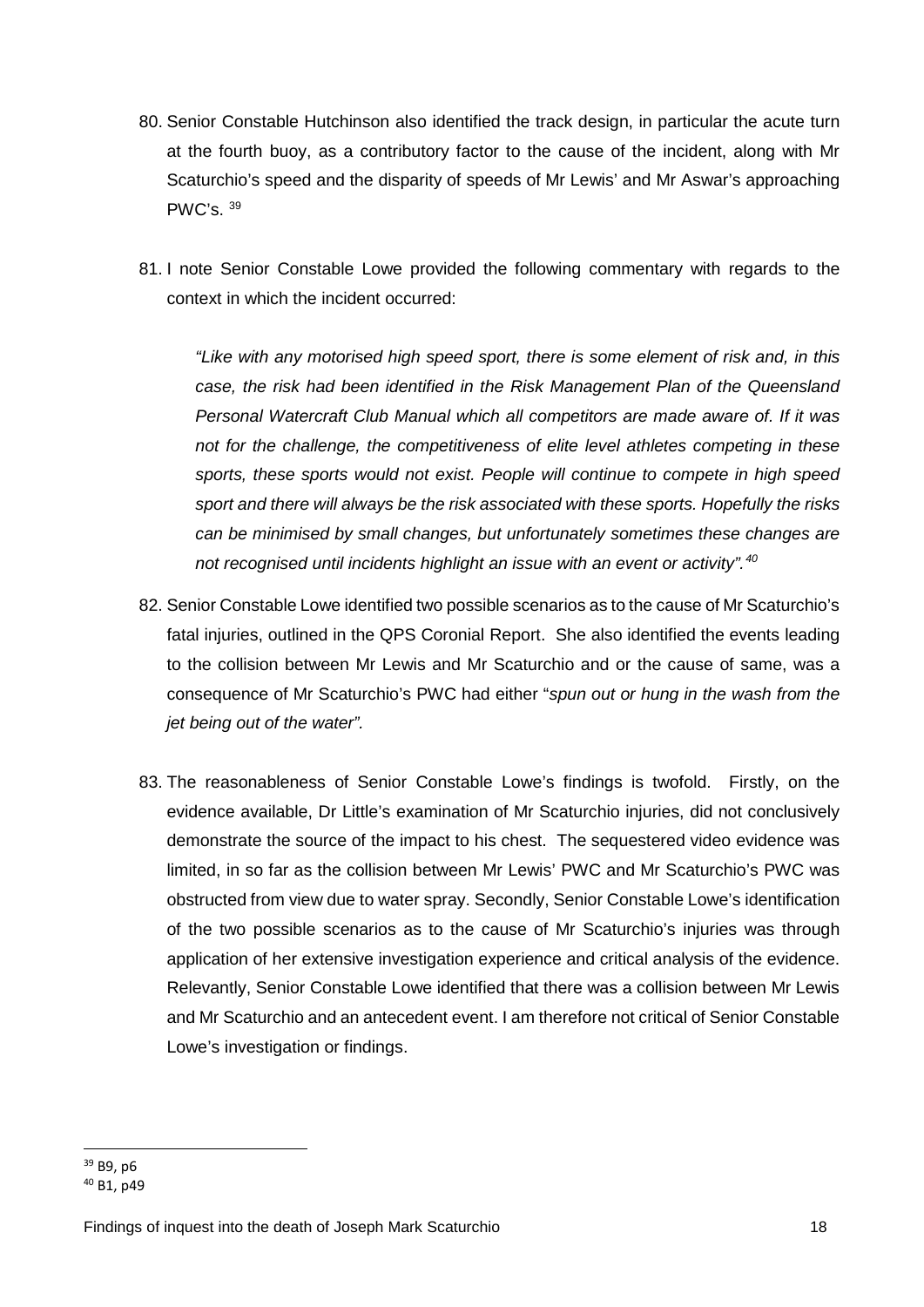80. Senior Constable Hutchinson also identified the track design, in particular the acute turn at the fourth buoy, as a contributory factor to the cause of the incident, along with Mr Scaturchio's speed and the disparity of speeds of Mr Lewis' and Mr Aswar's approaching PWC's. [39]

81. I note Senior Constable Lowe provided the following commentary with regards to the context in which the incident occurred:

   *"Like with any motorised high speed sport, there is some element of risk and, in this case, the risk had been identified in the Risk Management Plan of the Queensland Personal Watercraft Club Manual which all competitors are made aware of. If it was not for the challenge, the competitiveness of elite level athletes competing in these sports, these sports would not exist. People will continue to compete in high speed sport and there will always be the risk associated with these sports. Hopefully the risks can be minimised by small changes, but unfortunately sometimes these changes are not recognised until incidents highlight an issue with an event or activity".* [40]

82. Senior Constable Lowe identified two possible scenarios as to the cause of Mr Scaturchio's fatal injuries, outlined in the QPS Coronial Report. She also identified the events leading to the collision between Mr Lewis and Mr Scaturchio and or the cause of same, was a consequence of Mr Scaturchio's PWC had either "*spun out or hung in the wash from the jet being out of the water".*

83. The reasonableness of Senior Constable Lowe's findings is twofold. Firstly, on the evidence available, Dr Little's examination of Mr Scaturchio injuries, did not conclusively demonstrate the source of the impact to his chest. The sequestered video evidence was limited, in so far as the collision between Mr Lewis' PWC and Mr Scaturchio's PWC was obstructed from view due to water spray. Secondly, Senior Constable Lowe's identification of the two possible scenarios as to the cause of Mr Scaturchio's injuries was through application of her extensive investigation experience and critical analysis of the evidence. Relevantly, Senior Constable Lowe identified that there was a collision between Mr Lewis and Mr Scaturchio and an antecedent event. I am therefore not critical of Senior Constable Lowe's investigation or findings.

---

[39] B9, p6

[40] B1, p49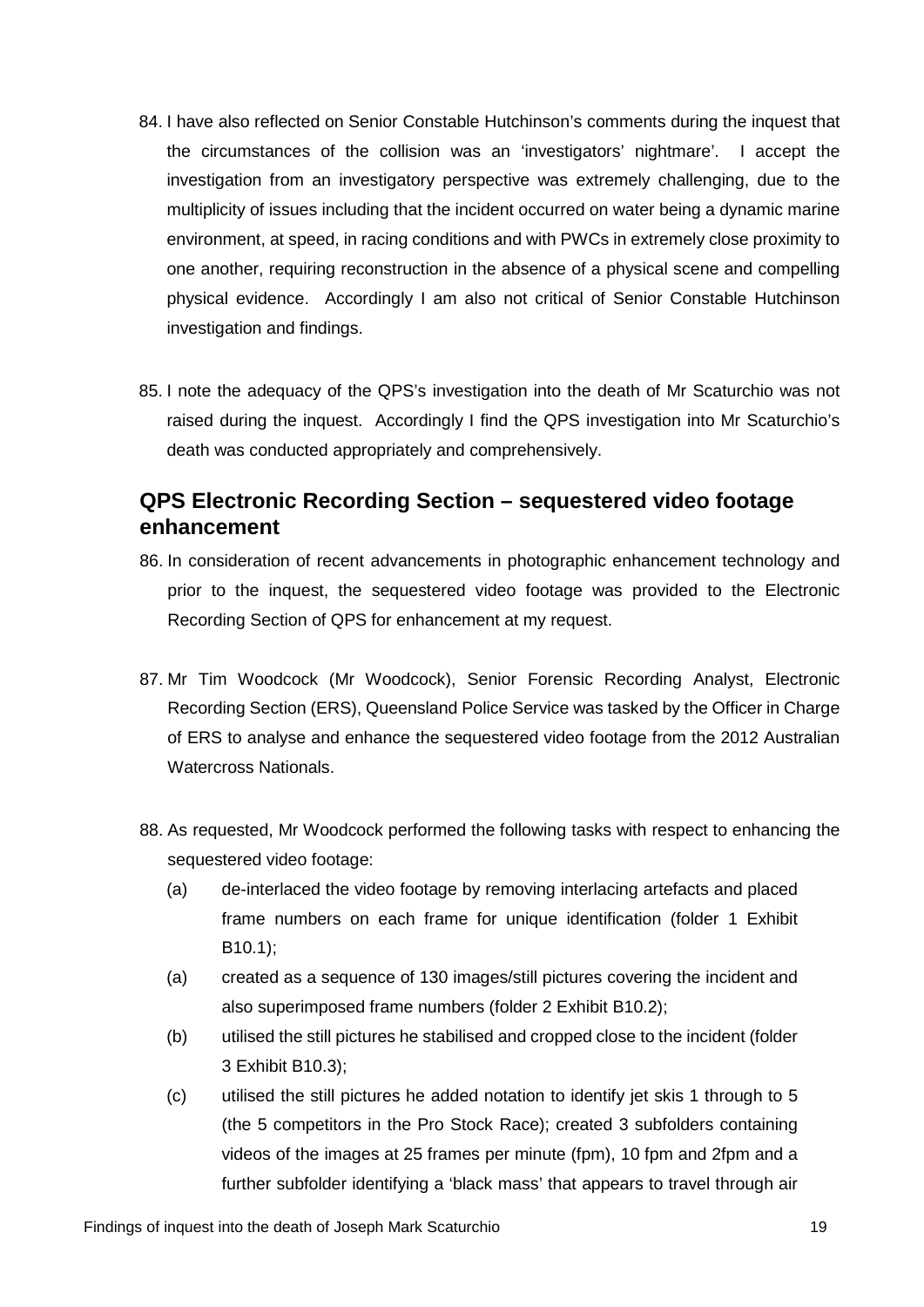84. I have also reflected on Senior Constable Hutchinson's comments during the inquest that the circumstances of the collision was an 'investigators' nightmare'. I accept the investigation from an investigatory perspective was extremely challenging, due to the multiplicity of issues including that the incident occurred on water being a dynamic marine environment, at speed, in racing conditions and with PWCs in extremely close proximity to one another, requiring reconstruction in the absence of a physical scene and compelling physical evidence. Accordingly I am also not critical of Senior Constable Hutchinson investigation and findings.

85. I note the adequacy of the QPS's investigation into the death of Mr Scaturchio was not raised during the inquest. Accordingly I find the QPS investigation into Mr Scaturchio's death was conducted appropriately and comprehensively.

## QPS Electronic Recording Section – sequestered video footage enhancement

86. In consideration of recent advancements in photographic enhancement technology and prior to the inquest, the sequestered video footage was provided to the Electronic Recording Section of QPS for enhancement at my request.

87. Mr Tim Woodcock (Mr Woodcock), Senior Forensic Recording Analyst, Electronic Recording Section (ERS), Queensland Police Service was tasked by the Officer in Charge of ERS to analyse and enhance the sequestered video footage from the 2012 Australian Watercross Nationals.

88. As requested, Mr Woodcock performed the following tasks with respect to enhancing the sequestered video footage:

    (a) de-interlaced the video footage by removing interlacing artefacts and placed frame numbers on each frame for unique identification (folder 1 Exhibit B10.1);

    (a) created as a sequence of 130 images/still pictures covering the incident and also superimposed frame numbers (folder 2 Exhibit B10.2);

    (b) utilised the still pictures he stabilised and cropped close to the incident (folder 3 Exhibit B10.3);

    (c) utilised the still pictures he added notation to identify jet skis 1 through to 5 (the 5 competitors in the Pro Stock Race); created 3 subfolders containing videos of the images at 25 frames per minute (fpm), 10 fpm and 2fpm and a further subfolder identifying a 'black mass' that appears to travel through air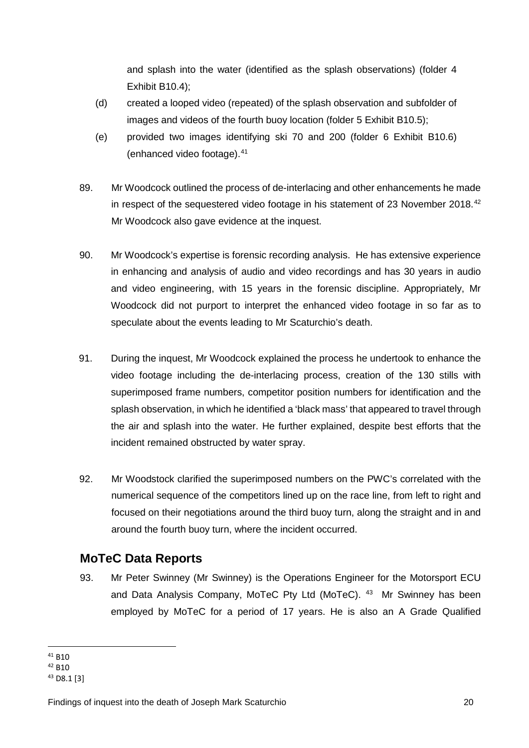and splash into the water (identified as the splash observations) (folder 4 Exhibit B10.4);

(d) created a looped video (repeated) of the splash observation and subfolder of images and videos of the fourth buoy location (folder 5 Exhibit B10.5);

(e) provided two images identifying ski 70 and 200 (folder 6 Exhibit B10.6) (enhanced video footage).[41]

89. Mr Woodcock outlined the process of de-interlacing and other enhancements he made in respect of the sequestered video footage in his statement of 23 November 2018.[42] Mr Woodcock also gave evidence at the inquest.

90. Mr Woodcock's expertise is forensic recording analysis. He has extensive experience in enhancing and analysis of audio and video recordings and has 30 years in audio and video engineering, with 15 years in the forensic discipline. Appropriately, Mr Woodcock did not purport to interpret the enhanced video footage in so far as to speculate about the events leading to Mr Scaturchio's death.

91. During the inquest, Mr Woodcock explained the process he undertook to enhance the video footage including the de-interlacing process, creation of the 130 stills with superimposed frame numbers, competitor position numbers for identification and the splash observation, in which he identified a 'black mass' that appeared to travel through the air and splash into the water. He further explained, despite best efforts that the incident remained obstructed by water spray.

92. Mr Woodstock clarified the superimposed numbers on the PWC's correlated with the numerical sequence of the competitors lined up on the race line, from left to right and focused on their negotiations around the third buoy turn, along the straight and in and around the fourth buoy turn, where the incident occurred.

## MoTeC Data Reports

93. Mr Peter Swinney (Mr Swinney) is the Operations Engineer for the Motorsport ECU and Data Analysis Company, MoTeC Pty Ltd (MoTeC). [43] Mr Swinney has been employed by MoTeC for a period of 17 years. He is also an A Grade Qualified

---

[41] B10

[42] B10

[43] D8.1 [3]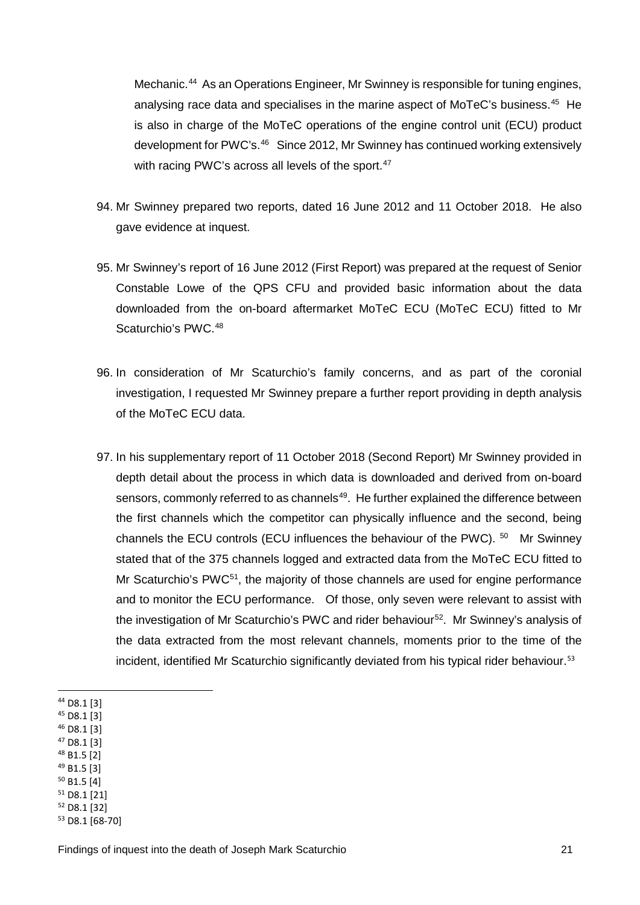Mechanic.[44] As an Operations Engineer, Mr Swinney is responsible for tuning engines, analysing race data and specialises in the marine aspect of MoTeC's business.[45] He is also in charge of the MoTeC operations of the engine control unit (ECU) product development for PWC's.[46] Since 2012, Mr Swinney has continued working extensively with racing PWC's across all levels of the sport.[47]

94. Mr Swinney prepared two reports, dated 16 June 2012 and 11 October 2018. He also gave evidence at inquest.

95. Mr Swinney's report of 16 June 2012 (First Report) was prepared at the request of Senior Constable Lowe of the QPS CFU and provided basic information about the data downloaded from the on-board aftermarket MoTeC ECU (MoTeC ECU) fitted to Mr Scaturchio's PWC.[48]

96. In consideration of Mr Scaturchio's family concerns, and as part of the coronial investigation, I requested Mr Swinney prepare a further report providing in depth analysis of the MoTeC ECU data.

97. In his supplementary report of 11 October 2018 (Second Report) Mr Swinney provided in depth detail about the process in which data is downloaded and derived from on-board sensors, commonly referred to as channels[49]. He further explained the difference between the first channels which the competitor can physically influence and the second, being channels the ECU controls (ECU influences the behaviour of the PWC).[50] Mr Swinney stated that of the 375 channels logged and extracted data from the MoTeC ECU fitted to Mr Scaturchio's PWC[51], the majority of those channels are used for engine performance and to monitor the ECU performance. Of those, only seven were relevant to assist with the investigation of Mr Scaturchio's PWC and rider behaviour[52]. Mr Swinney's analysis of the data extracted from the most relevant channels, moments prior to the time of the incident, identified Mr Scaturchio significantly deviated from his typical rider behaviour.[53]

---

[44] D8.1 [3]
[45] D8.1 [3]
[46] D8.1 [3]
[47] D8.1 [3]
[48] B1.5 [2]
[49] B1.5 [3]
[50] B1.5 [4]
[51] D8.1 [21]
[52] D8.1 [32]
[53] D8.1 [68-70]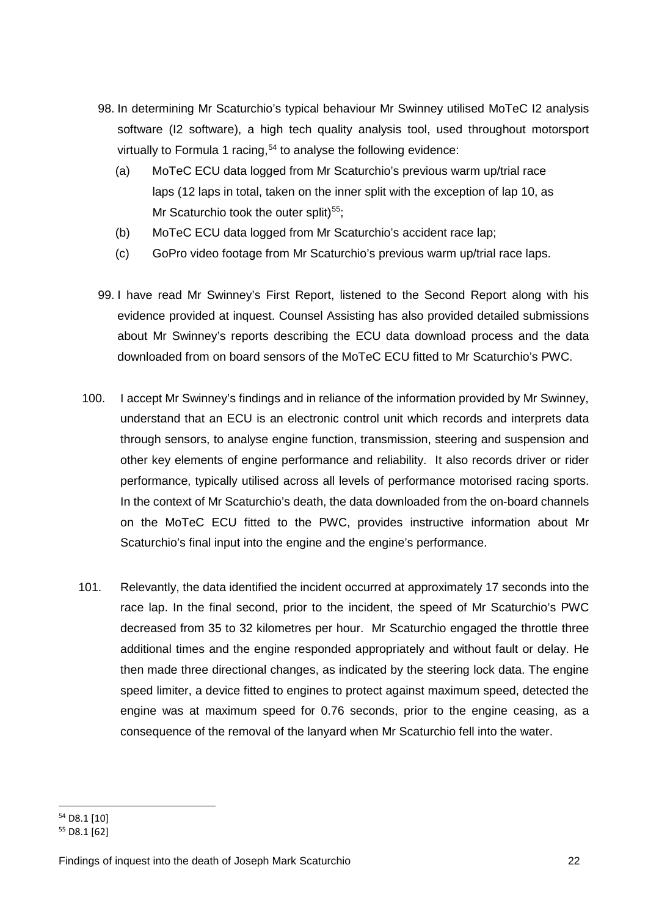98. In determining Mr Scaturchio's typical behaviour Mr Swinney utilised MoTeC I2 analysis software (I2 software), a high tech quality analysis tool, used throughout motorsport virtually to Formula 1 racing,[54] to analyse the following evidence:

    (a) MoTeC ECU data logged from Mr Scaturchio's previous warm up/trial race laps (12 laps in total, taken on the inner split with the exception of lap 10, as Mr Scaturchio took the outer split)[55];

    (b) MoTeC ECU data logged from Mr Scaturchio's accident race lap;

    (c) GoPro video footage from Mr Scaturchio's previous warm up/trial race laps.

99. I have read Mr Swinney's First Report, listened to the Second Report along with his evidence provided at inquest. Counsel Assisting has also provided detailed submissions about Mr Swinney's reports describing the ECU data download process and the data downloaded from on board sensors of the MoTeC ECU fitted to Mr Scaturchio's PWC.

100. I accept Mr Swinney's findings and in reliance of the information provided by Mr Swinney, understand that an ECU is an electronic control unit which records and interprets data through sensors, to analyse engine function, transmission, steering and suspension and other key elements of engine performance and reliability. It also records driver or rider performance, typically utilised across all levels of performance motorised racing sports. In the context of Mr Scaturchio's death, the data downloaded from the on-board channels on the MoTeC ECU fitted to the PWC, provides instructive information about Mr Scaturchio's final input into the engine and the engine's performance.

101. Relevantly, the data identified the incident occurred at approximately 17 seconds into the race lap. In the final second, prior to the incident, the speed of Mr Scaturchio's PWC decreased from 35 to 32 kilometres per hour. Mr Scaturchio engaged the throttle three additional times and the engine responded appropriately and without fault or delay. He then made three directional changes, as indicated by the steering lock data. The engine speed limiter, a device fitted to engines to protect against maximum speed, detected the engine was at maximum speed for 0.76 seconds, prior to the engine ceasing, as a consequence of the removal of the lanyard when Mr Scaturchio fell into the water.

---

[54] D8.1 [10]

[55] D8.1 [62]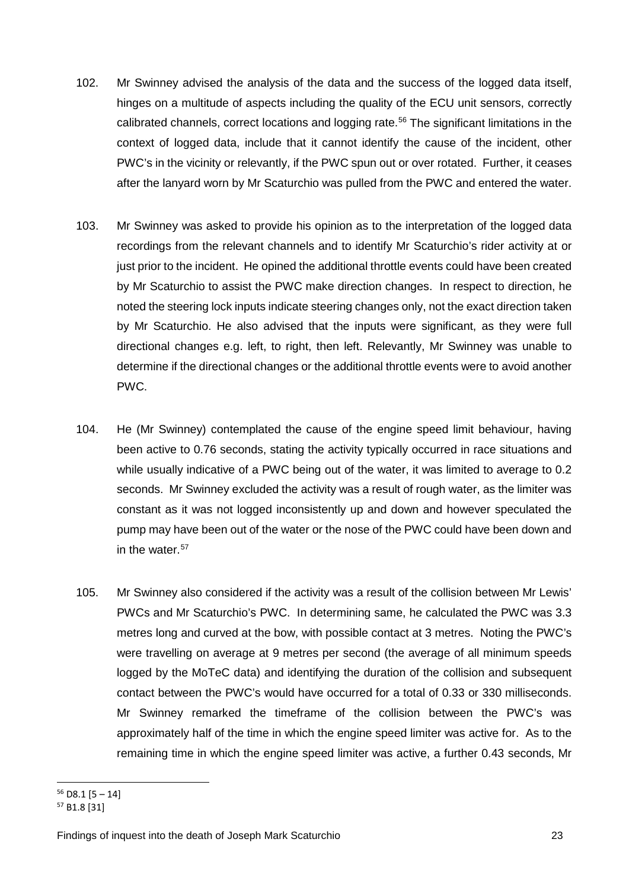102. Mr Swinney advised the analysis of the data and the success of the logged data itself, hinges on a multitude of aspects including the quality of the ECU unit sensors, correctly calibrated channels, correct locations and logging rate.[56] The significant limitations in the context of logged data, include that it cannot identify the cause of the incident, other PWC's in the vicinity or relevantly, if the PWC spun out or over rotated. Further, it ceases after the lanyard worn by Mr Scaturchio was pulled from the PWC and entered the water.

103. Mr Swinney was asked to provide his opinion as to the interpretation of the logged data recordings from the relevant channels and to identify Mr Scaturchio's rider activity at or just prior to the incident. He opined the additional throttle events could have been created by Mr Scaturchio to assist the PWC make direction changes. In respect to direction, he noted the steering lock inputs indicate steering changes only, not the exact direction taken by Mr Scaturchio. He also advised that the inputs were significant, as they were full directional changes e.g. left, to right, then left. Relevantly, Mr Swinney was unable to determine if the directional changes or the additional throttle events were to avoid another PWC.

104. He (Mr Swinney) contemplated the cause of the engine speed limit behaviour, having been active to 0.76 seconds, stating the activity typically occurred in race situations and while usually indicative of a PWC being out of the water, it was limited to average to 0.2 seconds. Mr Swinney excluded the activity was a result of rough water, as the limiter was constant as it was not logged inconsistently up and down and however speculated the pump may have been out of the water or the nose of the PWC could have been down and in the water.[57]

105. Mr Swinney also considered if the activity was a result of the collision between Mr Lewis' PWCs and Mr Scaturchio's PWC. In determining same, he calculated the PWC was 3.3 metres long and curved at the bow, with possible contact at 3 metres. Noting the PWC's were travelling on average at 9 metres per second (the average of all minimum speeds logged by the MoTeC data) and identifying the duration of the collision and subsequent contact between the PWC's would have occurred for a total of 0.33 or 330 milliseconds. Mr Swinney remarked the timeframe of the collision between the PWC's was approximately half of the time in which the engine speed limiter was active for. As to the remaining time in which the engine speed limiter was active, a further 0.43 seconds, Mr

[56] D8.1 [5 – 14]

[57] B1.8 [31]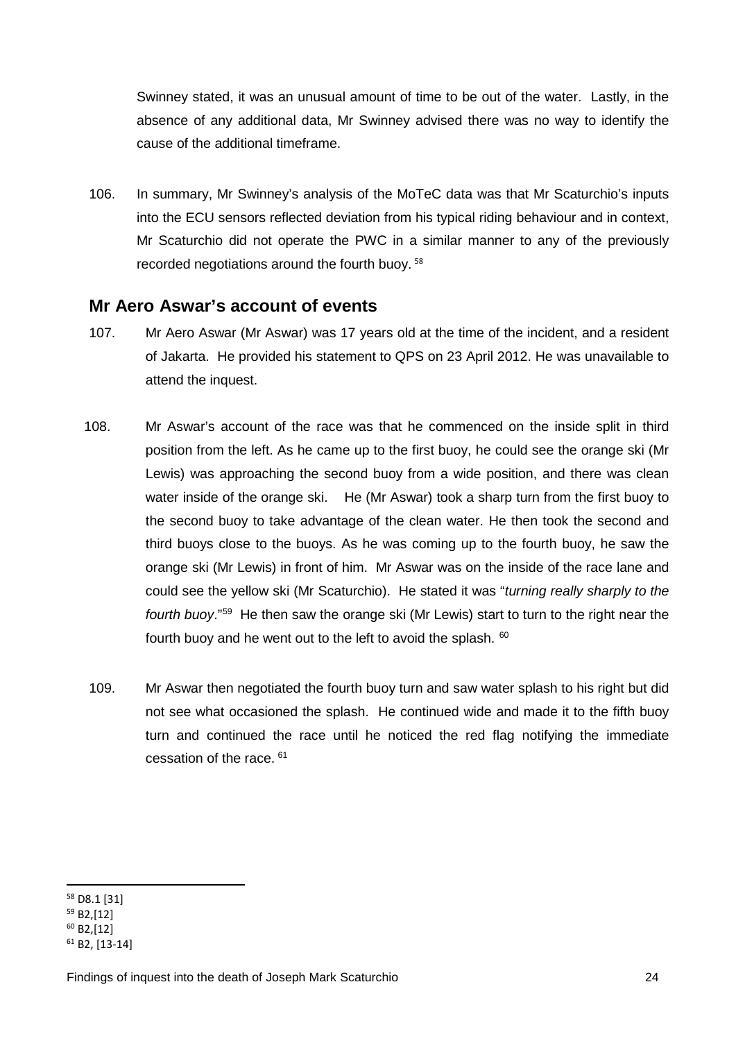Swinney stated, it was an unusual amount of time to be out of the water. Lastly, in the absence of any additional data, Mr Swinney advised there was no way to identify the cause of the additional timeframe.

106. In summary, Mr Swinney's analysis of the MoTeC data was that Mr Scaturchio's inputs into the ECU sensors reflected deviation from his typical riding behaviour and in context, Mr Scaturchio did not operate the PWC in a similar manner to any of the previously recorded negotiations around the fourth buoy. [58]

## Mr Aero Aswar's account of events

107. Mr Aero Aswar (Mr Aswar) was 17 years old at the time of the incident, and a resident of Jakarta. He provided his statement to QPS on 23 April 2012. He was unavailable to attend the inquest.

108. Mr Aswar's account of the race was that he commenced on the inside split in third position from the left. As he came up to the first buoy, he could see the orange ski (Mr Lewis) was approaching the second buoy from a wide position, and there was clean water inside of the orange ski. He (Mr Aswar) took a sharp turn from the first buoy to the second buoy to take advantage of the clean water. He then took the second and third buoys close to the buoys. As he was coming up to the fourth buoy, he saw the orange ski (Mr Lewis) in front of him. Mr Aswar was on the inside of the race lane and could see the yellow ski (Mr Scaturchio). He stated it was "*turning really sharply to the fourth buoy*."[59] He then saw the orange ski (Mr Lewis) start to turn to the right near the fourth buoy and he went out to the left to avoid the splash. [60]

109. Mr Aswar then negotiated the fourth buoy turn and saw water splash to his right but did not see what occasioned the splash. He continued wide and made it to the fifth buoy turn and continued the race until he noticed the red flag notifying the immediate cessation of the race. [61]

---

[58] D8.1 [31]

[59] B2,[12]

[60] B2,[12]

[61] B2, [13-14]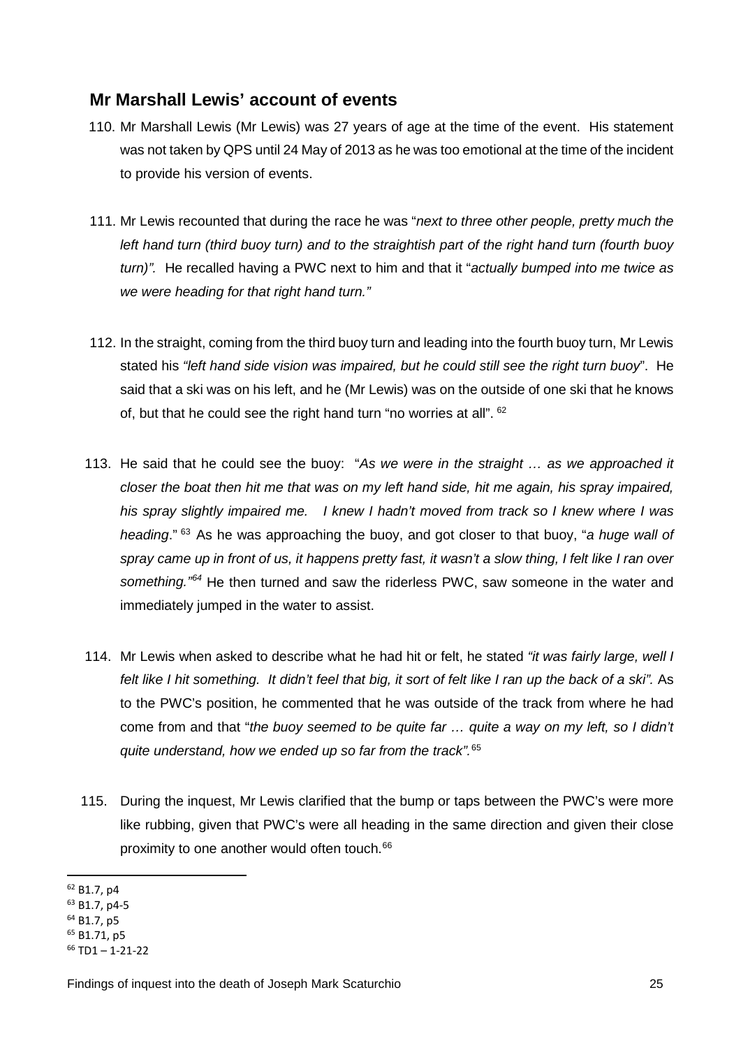## Mr Marshall Lewis' account of events

110. Mr Marshall Lewis (Mr Lewis) was 27 years of age at the time of the event. His statement was not taken by QPS until 24 May of 2013 as he was too emotional at the time of the incident to provide his version of events.

111. Mr Lewis recounted that during the race he was "*next to three other people, pretty much the left hand turn (third buoy turn) and to the straightish part of the right hand turn (fourth buoy turn)".* He recalled having a PWC next to him and that it "*actually bumped into me twice as we were heading for that right hand turn."*

112. In the straight, coming from the third buoy turn and leading into the fourth buoy turn, Mr Lewis stated his *"left hand side vision was impaired, but he could still see the right turn buoy*". He said that a ski was on his left, and he (Mr Lewis) was on the outside of one ski that he knows of, but that he could see the right hand turn "no worries at all". [62]

113. He said that he could see the buoy: "*As we were in the straight … as we approached it closer the boat then hit me that was on my left hand side, hit me again, his spray impaired, his spray slightly impaired me. I knew I hadn't moved from track so I knew where I was heading*." [63] As he was approaching the buoy, and got closer to that buoy, "*a huge wall of spray came up in front of us, it happens pretty fast, it wasn't a slow thing, I felt like I ran over something."*[64] He then turned and saw the riderless PWC, saw someone in the water and immediately jumped in the water to assist.

114. Mr Lewis when asked to describe what he had hit or felt, he stated *"it was fairly large, well I felt like I hit something. It didn't feel that big, it sort of felt like I ran up the back of a ski".* As to the PWC's position, he commented that he was outside of the track from where he had come from and that "*the buoy seemed to be quite far … quite a way on my left, so I didn't quite understand, how we ended up so far from the track".*[65]

115. During the inquest, Mr Lewis clarified that the bump or taps between the PWC's were more like rubbing, given that PWC's were all heading in the same direction and given their close proximity to one another would often touch.[66]

---

[62] B1.7, p4
[63] B1.7, p4-5
[64] B1.7, p5
[65] B1.71, p5
[66] TD1 – 1-21-22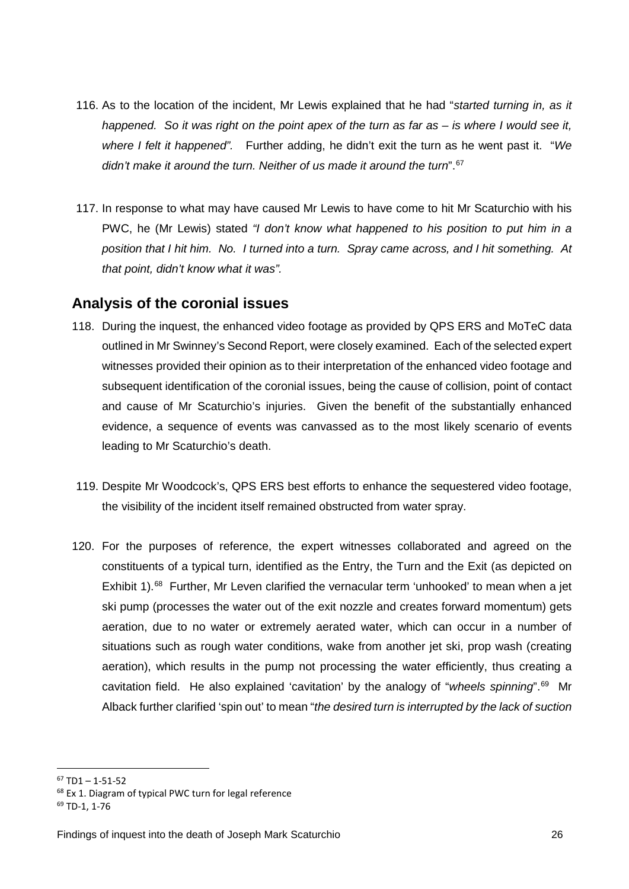116. As to the location of the incident, Mr Lewis explained that he had "*started turning in, as it happened. So it was right on the point apex of the turn as far as – is where I would see it, where I felt it happened".* Further adding, he didn't exit the turn as he went past it. "*We didn't make it around the turn. Neither of us made it around the turn*".[67]

117. In response to what may have caused Mr Lewis to have come to hit Mr Scaturchio with his PWC, he (Mr Lewis) stated *"I don't know what happened to his position to put him in a position that I hit him. No. I turned into a turn. Spray came across, and I hit something. At that point, didn't know what it was".*

## Analysis of the coronial issues

118. During the inquest, the enhanced video footage as provided by QPS ERS and MoTeC data outlined in Mr Swinney's Second Report, were closely examined. Each of the selected expert witnesses provided their opinion as to their interpretation of the enhanced video footage and subsequent identification of the coronial issues, being the cause of collision, point of contact and cause of Mr Scaturchio's injuries. Given the benefit of the substantially enhanced evidence, a sequence of events was canvassed as to the most likely scenario of events leading to Mr Scaturchio's death.

119. Despite Mr Woodcock's, QPS ERS best efforts to enhance the sequestered video footage, the visibility of the incident itself remained obstructed from water spray.

120. For the purposes of reference, the expert witnesses collaborated and agreed on the constituents of a typical turn, identified as the Entry, the Turn and the Exit (as depicted on Exhibit 1).[68] Further, Mr Leven clarified the vernacular term 'unhooked' to mean when a jet ski pump (processes the water out of the exit nozzle and creates forward momentum) gets aeration, due to no water or extremely aerated water, which can occur in a number of situations such as rough water conditions, wake from another jet ski, prop wash (creating aeration), which results in the pump not processing the water efficiently, thus creating a cavitation field. He also explained 'cavitation' by the analogy of "*wheels spinning*".[69] Mr Alback further clarified 'spin out' to mean "*the desired turn is interrupted by the lack of suction*

---

[67] TD1 – 1-51-52

[68] Ex 1. Diagram of typical PWC turn for legal reference

[69] TD-1, 1-76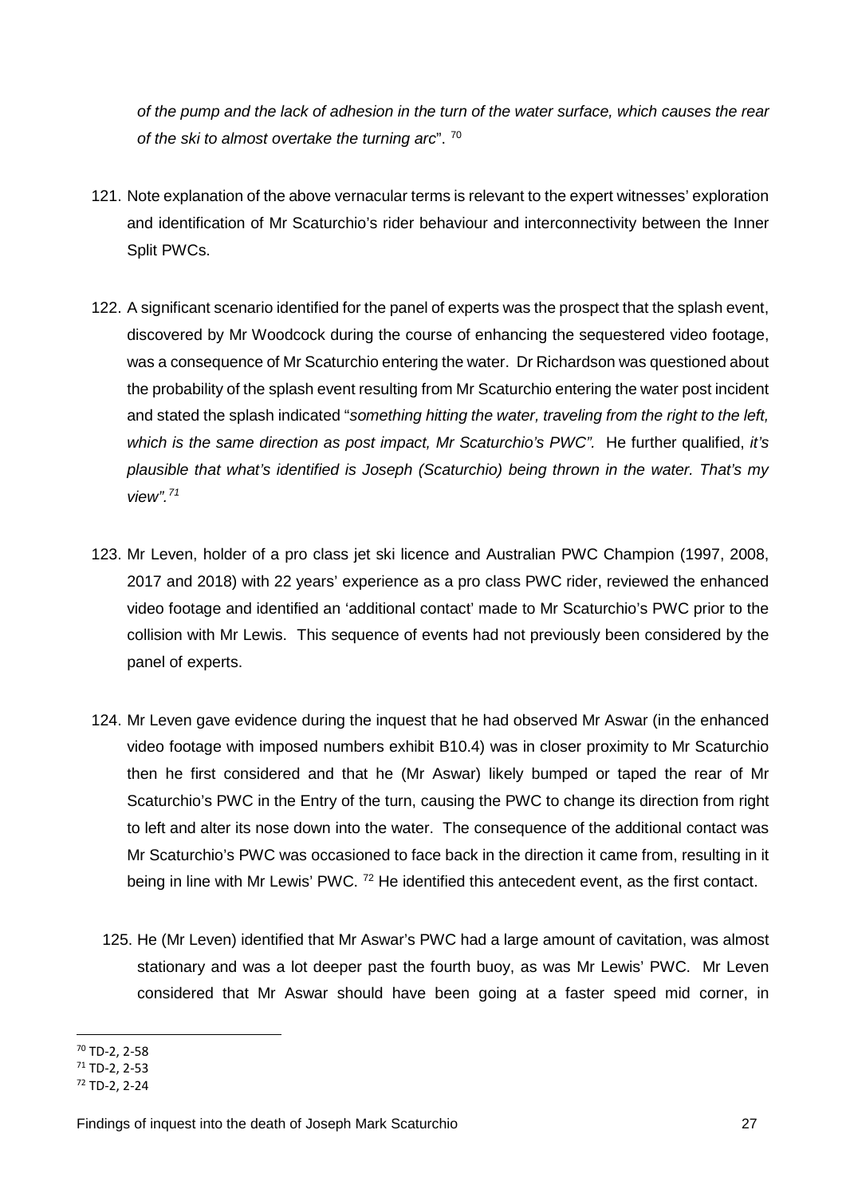*of the pump and the lack of adhesion in the turn of the water surface, which causes the rear of the ski to almost overtake the turning arc*". [70]

121. Note explanation of the above vernacular terms is relevant to the expert witnesses' exploration and identification of Mr Scaturchio's rider behaviour and interconnectivity between the Inner Split PWCs.

122. A significant scenario identified for the panel of experts was the prospect that the splash event, discovered by Mr Woodcock during the course of enhancing the sequestered video footage, was a consequence of Mr Scaturchio entering the water. Dr Richardson was questioned about the probability of the splash event resulting from Mr Scaturchio entering the water post incident and stated the splash indicated "*something hitting the water, traveling from the right to the left, which is the same direction as post impact, Mr Scaturchio's PWC".* He further qualified, *it's plausible that what's identified is Joseph (Scaturchio) being thrown in the water. That's my view".*[71]

123. Mr Leven, holder of a pro class jet ski licence and Australian PWC Champion (1997, 2008, 2017 and 2018) with 22 years' experience as a pro class PWC rider, reviewed the enhanced video footage and identified an 'additional contact' made to Mr Scaturchio's PWC prior to the collision with Mr Lewis. This sequence of events had not previously been considered by the panel of experts.

124. Mr Leven gave evidence during the inquest that he had observed Mr Aswar (in the enhanced video footage with imposed numbers exhibit B10.4) was in closer proximity to Mr Scaturchio then he first considered and that he (Mr Aswar) likely bumped or taped the rear of Mr Scaturchio's PWC in the Entry of the turn, causing the PWC to change its direction from right to left and alter its nose down into the water. The consequence of the additional contact was Mr Scaturchio's PWC was occasioned to face back in the direction it came from, resulting in it being in line with Mr Lewis' PWC. [72] He identified this antecedent event, as the first contact.

125. He (Mr Leven) identified that Mr Aswar's PWC had a large amount of cavitation, was almost stationary and was a lot deeper past the fourth buoy, as was Mr Lewis' PWC. Mr Leven considered that Mr Aswar should have been going at a faster speed mid corner, in

---

[70] TD-2, 2-58

[71] TD-2, 2-53

[72] TD-2, 2-24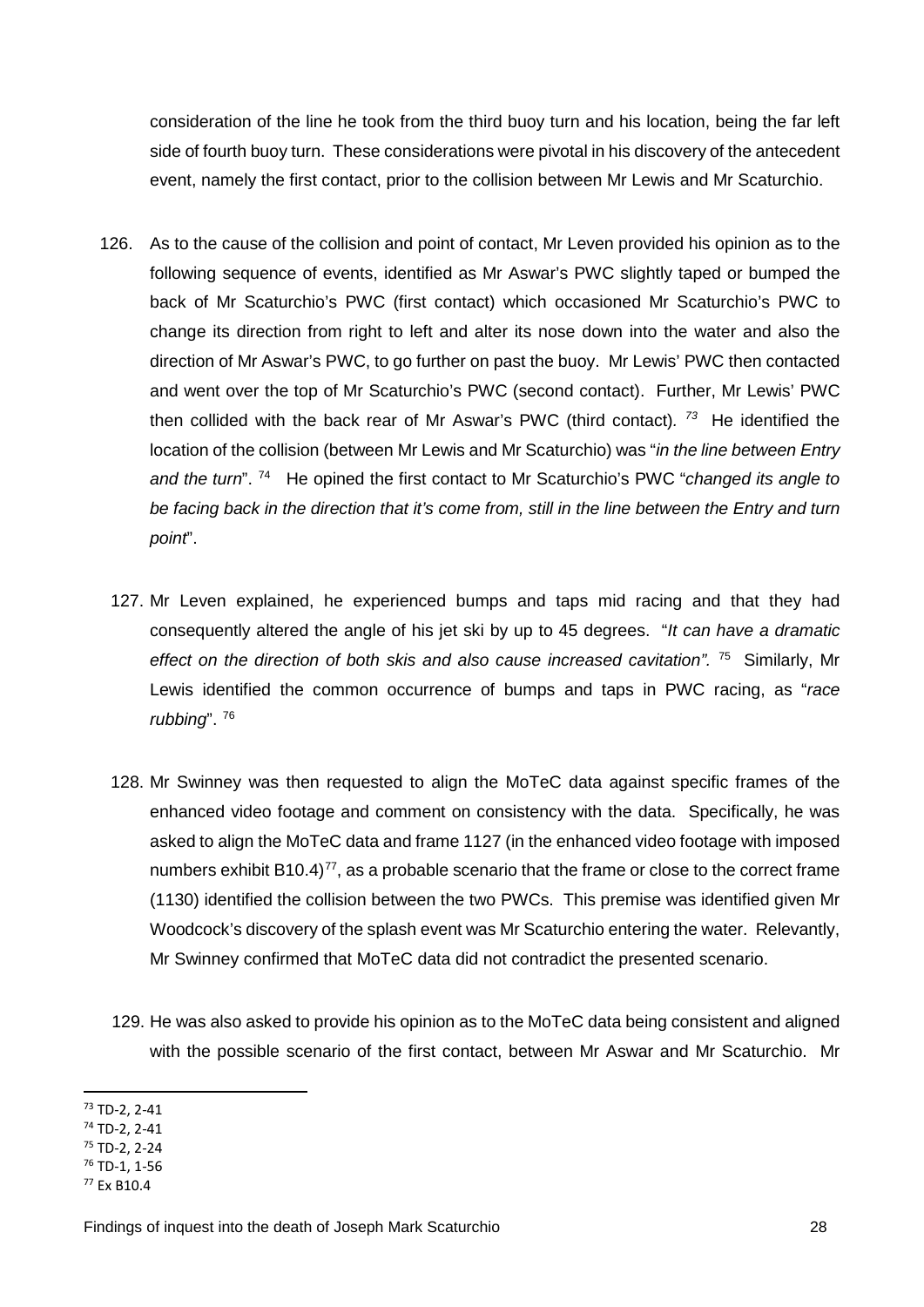consideration of the line he took from the third buoy turn and his location, being the far left side of fourth buoy turn. These considerations were pivotal in his discovery of the antecedent event, namely the first contact, prior to the collision between Mr Lewis and Mr Scaturchio.

126. As to the cause of the collision and point of contact, Mr Leven provided his opinion as to the following sequence of events, identified as Mr Aswar's PWC slightly taped or bumped the back of Mr Scaturchio's PWC (first contact) which occasioned Mr Scaturchio's PWC to change its direction from right to left and alter its nose down into the water and also the direction of Mr Aswar's PWC, to go further on past the buoy. Mr Lewis' PWC then contacted and went over the top of Mr Scaturchio's PWC (second contact). Further, Mr Lewis' PWC then collided with the back rear of Mr Aswar's PWC (third contact). [73] He identified the location of the collision (between Mr Lewis and Mr Scaturchio) was "*in the line between Entry and the turn*". [74] He opined the first contact to Mr Scaturchio's PWC "*changed its angle to be facing back in the direction that it's come from, still in the line between the Entry and turn point*".

127. Mr Leven explained, he experienced bumps and taps mid racing and that they had consequently altered the angle of his jet ski by up to 45 degrees. "*It can have a dramatic effect on the direction of both skis and also cause increased cavitation".* [75] Similarly, Mr Lewis identified the common occurrence of bumps and taps in PWC racing, as "*race rubbing*". [76]

128. Mr Swinney was then requested to align the MoTeC data against specific frames of the enhanced video footage and comment on consistency with the data. Specifically, he was asked to align the MoTeC data and frame 1127 (in the enhanced video footage with imposed numbers exhibit B10.4)[77], as a probable scenario that the frame or close to the correct frame (1130) identified the collision between the two PWCs. This premise was identified given Mr Woodcock's discovery of the splash event was Mr Scaturchio entering the water. Relevantly, Mr Swinney confirmed that MoTeC data did not contradict the presented scenario.

129. He was also asked to provide his opinion as to the MoTeC data being consistent and aligned with the possible scenario of the first contact, between Mr Aswar and Mr Scaturchio. Mr

---

[73] TD-2, 2-41
[74] TD-2, 2-41
[75] TD-2, 2-24
[76] TD-1, 1-56
[77] Ex B10.4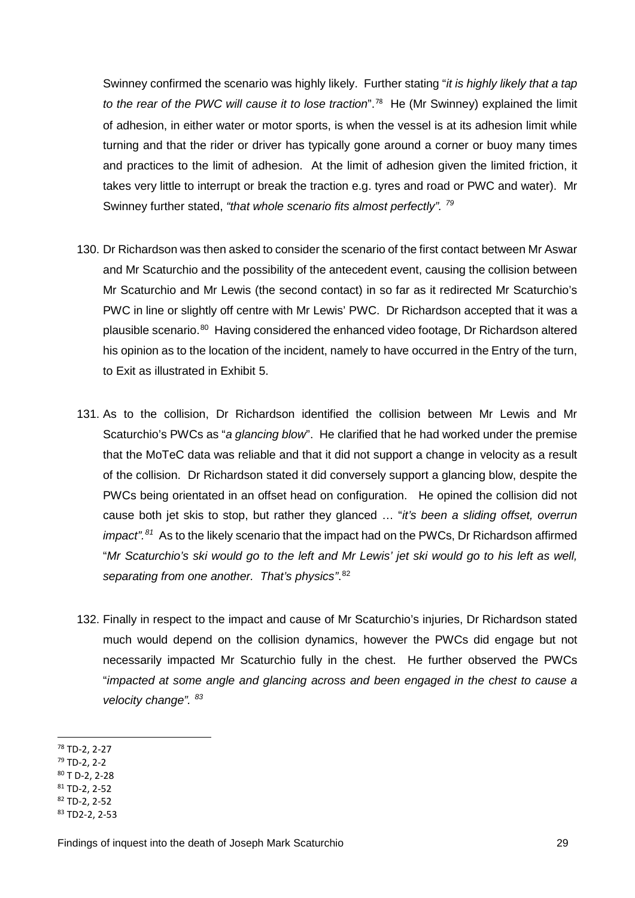Swinney confirmed the scenario was highly likely. Further stating "*it is highly likely that a tap to the rear of the PWC will cause it to lose traction*".[78] He (Mr Swinney) explained the limit of adhesion, in either water or motor sports, is when the vessel is at its adhesion limit while turning and that the rider or driver has typically gone around a corner or buoy many times and practices to the limit of adhesion. At the limit of adhesion given the limited friction, it takes very little to interrupt or break the traction e.g. tyres and road or PWC and water). Mr Swinney further stated, *"that whole scenario fits almost perfectly".* [79]

130. Dr Richardson was then asked to consider the scenario of the first contact between Mr Aswar and Mr Scaturchio and the possibility of the antecedent event, causing the collision between Mr Scaturchio and Mr Lewis (the second contact) in so far as it redirected Mr Scaturchio's PWC in line or slightly off centre with Mr Lewis' PWC. Dr Richardson accepted that it was a plausible scenario.[80] Having considered the enhanced video footage, Dr Richardson altered his opinion as to the location of the incident, namely to have occurred in the Entry of the turn, to Exit as illustrated in Exhibit 5.

131. As to the collision, Dr Richardson identified the collision between Mr Lewis and Mr Scaturchio's PWCs as "*a glancing blow*". He clarified that he had worked under the premise that the MoTeC data was reliable and that it did not support a change in velocity as a result of the collision. Dr Richardson stated it did conversely support a glancing blow, despite the PWCs being orientated in an offset head on configuration. He opined the collision did not cause both jet skis to stop, but rather they glanced … "*it's been a sliding offset, overrun impact".*[81] As to the likely scenario that the impact had on the PWCs, Dr Richardson affirmed "*Mr Scaturchio's ski would go to the left and Mr Lewis' jet ski would go to his left as well, separating from one another. That's physics"*.[82]

132. Finally in respect to the impact and cause of Mr Scaturchio's injuries, Dr Richardson stated much would depend on the collision dynamics, however the PWCs did engage but not necessarily impacted Mr Scaturchio fully in the chest. He further observed the PWCs "*impacted at some angle and glancing across and been engaged in the chest to cause a velocity change".* [83]

---

[78] TD-2, 2-27
[79] TD-2, 2-2
[80] T D-2, 2-28
[81] TD-2, 2-52
[82] TD-2, 2-52
[83] TD2-2, 2-53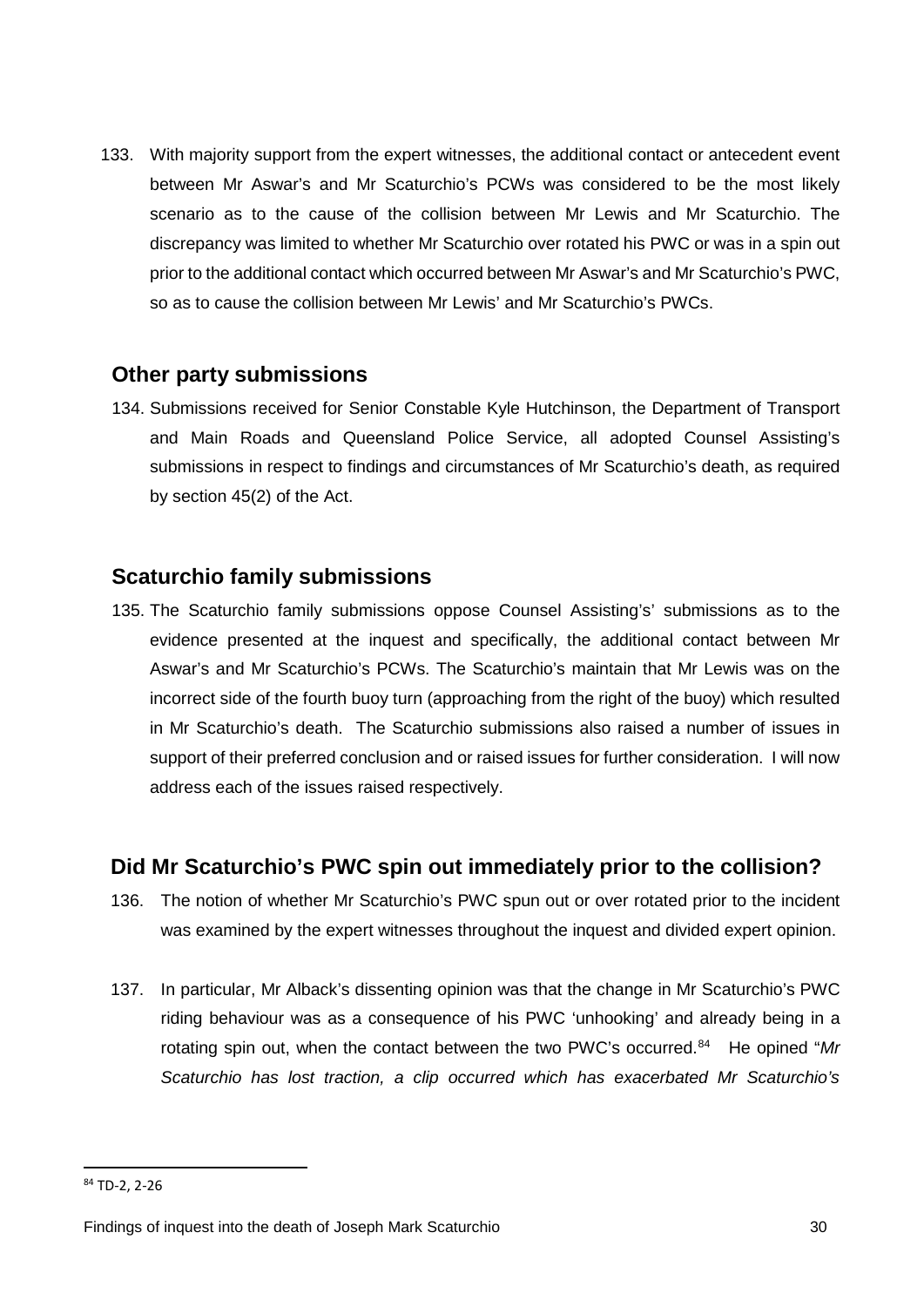133. With majority support from the expert witnesses, the additional contact or antecedent event between Mr Aswar's and Mr Scaturchio's PCWs was considered to be the most likely scenario as to the cause of the collision between Mr Lewis and Mr Scaturchio. The discrepancy was limited to whether Mr Scaturchio over rotated his PWC or was in a spin out prior to the additional contact which occurred between Mr Aswar's and Mr Scaturchio's PWC, so as to cause the collision between Mr Lewis' and Mr Scaturchio's PWCs.

## Other party submissions

134. Submissions received for Senior Constable Kyle Hutchinson, the Department of Transport and Main Roads and Queensland Police Service, all adopted Counsel Assisting's submissions in respect to findings and circumstances of Mr Scaturchio's death, as required by section 45(2) of the Act.

## Scaturchio family submissions

135. The Scaturchio family submissions oppose Counsel Assisting's' submissions as to the evidence presented at the inquest and specifically, the additional contact between Mr Aswar's and Mr Scaturchio's PCWs. The Scaturchio's maintain that Mr Lewis was on the incorrect side of the fourth buoy turn (approaching from the right of the buoy) which resulted in Mr Scaturchio's death. The Scaturchio submissions also raised a number of issues in support of their preferred conclusion and or raised issues for further consideration. I will now address each of the issues raised respectively.

## Did Mr Scaturchio's PWC spin out immediately prior to the collision?

136. The notion of whether Mr Scaturchio's PWC spun out or over rotated prior to the incident was examined by the expert witnesses throughout the inquest and divided expert opinion.

137. In particular, Mr Alback's dissenting opinion was that the change in Mr Scaturchio's PWC riding behaviour was as a consequence of his PWC 'unhooking' and already being in a rotating spin out, when the contact between the two PWC's occurred.[84] He opined "*Mr Scaturchio has lost traction, a clip occurred which has exacerbated Mr Scaturchio's*

[84] TD-2, 2-26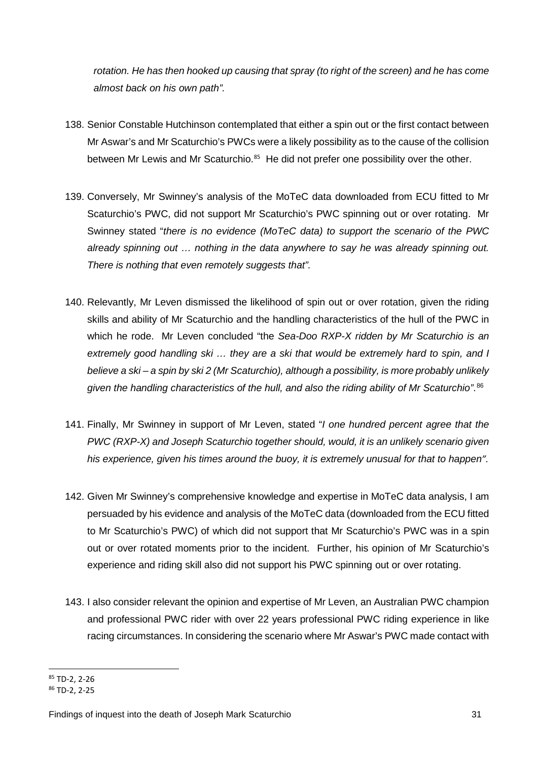*rotation. He has then hooked up causing that spray (to right of the screen) and he has come almost back on his own path".*

138. Senior Constable Hutchinson contemplated that either a spin out or the first contact between Mr Aswar's and Mr Scaturchio's PWCs were a likely possibility as to the cause of the collision between Mr Lewis and Mr Scaturchio.[85] He did not prefer one possibility over the other.

139. Conversely, Mr Swinney's analysis of the MoTeC data downloaded from ECU fitted to Mr Scaturchio's PWC, did not support Mr Scaturchio's PWC spinning out or over rotating. Mr Swinney stated "*there is no evidence (MoTeC data) to support the scenario of the PWC already spinning out … nothing in the data anywhere to say he was already spinning out. There is nothing that even remotely suggests that".*

140. Relevantly, Mr Leven dismissed the likelihood of spin out or over rotation, given the riding skills and ability of Mr Scaturchio and the handling characteristics of the hull of the PWC in which he rode. Mr Leven concluded "the *Sea-Doo RXP-X ridden by Mr Scaturchio is an extremely good handling ski … they are a ski that would be extremely hard to spin, and I believe a ski – a spin by ski 2 (Mr Scaturchio), although a possibility, is more probably unlikely given the handling characteristics of the hull, and also the riding ability of Mr Scaturchio"*.[86]

141. Finally, Mr Swinney in support of Mr Leven, stated "*I one hundred percent agree that the PWC (RXP-X) and Joseph Scaturchio together should, would, it is an unlikely scenario given his experience, given his times around the buoy, it is extremely unusual for that to happen".*

142. Given Mr Swinney's comprehensive knowledge and expertise in MoTeC data analysis, I am persuaded by his evidence and analysis of the MoTeC data (downloaded from the ECU fitted to Mr Scaturchio's PWC) of which did not support that Mr Scaturchio's PWC was in a spin out or over rotated moments prior to the incident. Further, his opinion of Mr Scaturchio's experience and riding skill also did not support his PWC spinning out or over rotating.

143. I also consider relevant the opinion and expertise of Mr Leven, an Australian PWC champion and professional PWC rider with over 22 years professional PWC riding experience in like racing circumstances. In considering the scenario where Mr Aswar's PWC made contact with

---

[85] TD-2, 2-26

[86] TD-2, 2-25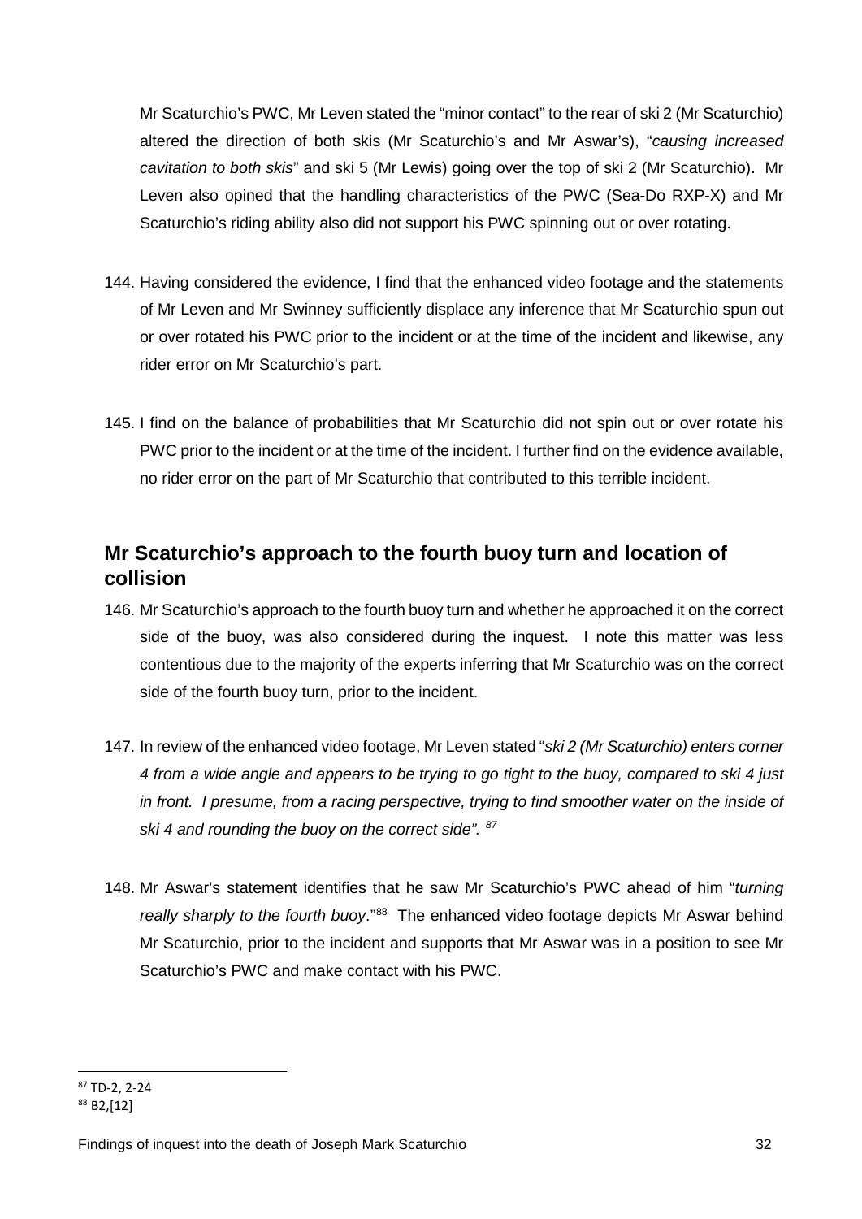Mr Scaturchio's PWC, Mr Leven stated the "minor contact" to the rear of ski 2 (Mr Scaturchio) altered the direction of both skis (Mr Scaturchio's and Mr Aswar's), "*causing increased cavitation to both skis*" and ski 5 (Mr Lewis) going over the top of ski 2 (Mr Scaturchio). Mr Leven also opined that the handling characteristics of the PWC (Sea-Do RXP-X) and Mr Scaturchio's riding ability also did not support his PWC spinning out or over rotating.

144. Having considered the evidence, I find that the enhanced video footage and the statements of Mr Leven and Mr Swinney sufficiently displace any inference that Mr Scaturchio spun out or over rotated his PWC prior to the incident or at the time of the incident and likewise, any rider error on Mr Scaturchio's part.

145. I find on the balance of probabilities that Mr Scaturchio did not spin out or over rotate his PWC prior to the incident or at the time of the incident. I further find on the evidence available, no rider error on the part of Mr Scaturchio that contributed to this terrible incident.

## Mr Scaturchio's approach to the fourth buoy turn and location of collision

146. Mr Scaturchio's approach to the fourth buoy turn and whether he approached it on the correct side of the buoy, was also considered during the inquest. I note this matter was less contentious due to the majority of the experts inferring that Mr Scaturchio was on the correct side of the fourth buoy turn, prior to the incident.

147. In review of the enhanced video footage, Mr Leven stated "*ski 2 (Mr Scaturchio) enters corner 4 from a wide angle and appears to be trying to go tight to the buoy, compared to ski 4 just in front. I presume, from a racing perspective, trying to find smoother water on the inside of ski 4 and rounding the buoy on the correct side".* [87]

148. Mr Aswar's statement identifies that he saw Mr Scaturchio's PWC ahead of him "*turning really sharply to the fourth buoy*."[88] The enhanced video footage depicts Mr Aswar behind Mr Scaturchio, prior to the incident and supports that Mr Aswar was in a position to see Mr Scaturchio's PWC and make contact with his PWC.

---

[87] TD-2, 2-24

[88] B2,[12]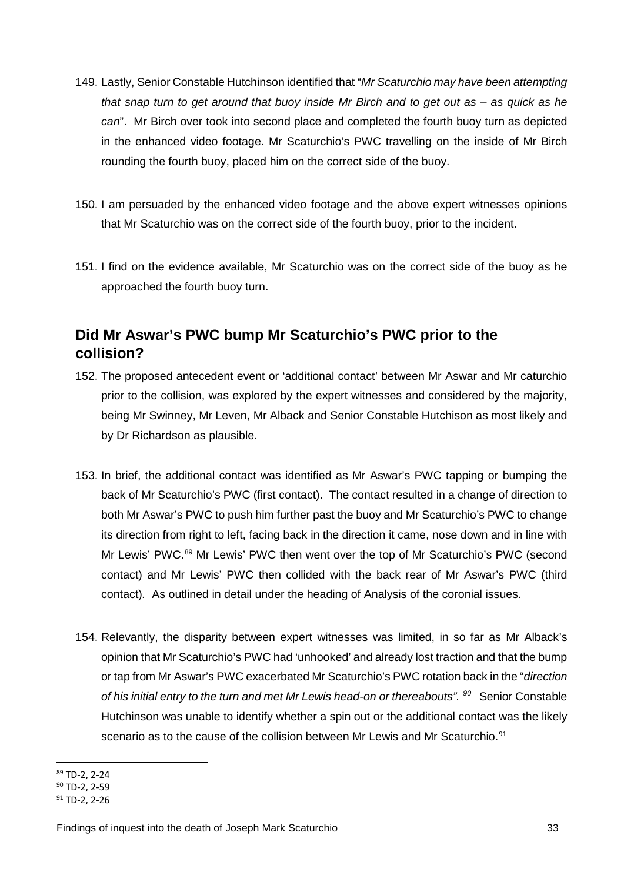149. Lastly, Senior Constable Hutchinson identified that "*Mr Scaturchio may have been attempting that snap turn to get around that buoy inside Mr Birch and to get out as – as quick as he can*". Mr Birch over took into second place and completed the fourth buoy turn as depicted in the enhanced video footage. Mr Scaturchio's PWC travelling on the inside of Mr Birch rounding the fourth buoy, placed him on the correct side of the buoy.

150. I am persuaded by the enhanced video footage and the above expert witnesses opinions that Mr Scaturchio was on the correct side of the fourth buoy, prior to the incident.

151. I find on the evidence available, Mr Scaturchio was on the correct side of the buoy as he approached the fourth buoy turn.

## Did Mr Aswar's PWC bump Mr Scaturchio's PWC prior to the collision?

152. The proposed antecedent event or 'additional contact' between Mr Aswar and Mr caturchio prior to the collision, was explored by the expert witnesses and considered by the majority, being Mr Swinney, Mr Leven, Mr Alback and Senior Constable Hutchison as most likely and by Dr Richardson as plausible.

153. In brief, the additional contact was identified as Mr Aswar's PWC tapping or bumping the back of Mr Scaturchio's PWC (first contact). The contact resulted in a change of direction to both Mr Aswar's PWC to push him further past the buoy and Mr Scaturchio's PWC to change its direction from right to left, facing back in the direction it came, nose down and in line with Mr Lewis' PWC.[89] Mr Lewis' PWC then went over the top of Mr Scaturchio's PWC (second contact) and Mr Lewis' PWC then collided with the back rear of Mr Aswar's PWC (third contact). As outlined in detail under the heading of Analysis of the coronial issues.

154. Relevantly, the disparity between expert witnesses was limited, in so far as Mr Alback's opinion that Mr Scaturchio's PWC had 'unhooked' and already lost traction and that the bump or tap from Mr Aswar's PWC exacerbated Mr Scaturchio's PWC rotation back in the "*direction of his initial entry to the turn and met Mr Lewis head-on or thereabouts".*[90] Senior Constable Hutchinson was unable to identify whether a spin out or the additional contact was the likely scenario as to the cause of the collision between Mr Lewis and Mr Scaturchio.[91]

---

[89] TD-2, 2-24
[90] TD-2, 2-59
[91] TD-2, 2-26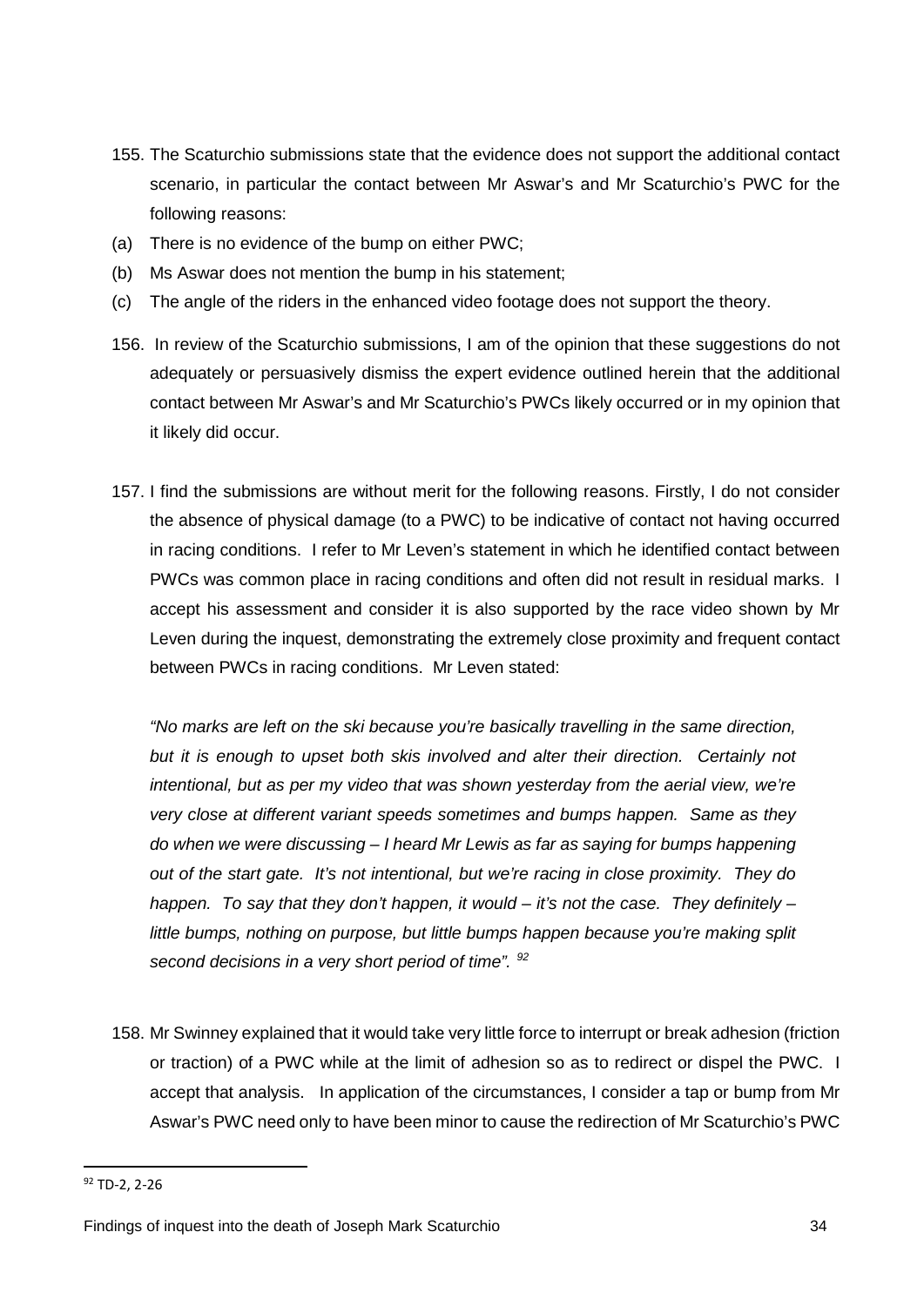155. The Scaturchio submissions state that the evidence does not support the additional contact scenario, in particular the contact between Mr Aswar's and Mr Scaturchio's PWC for the following reasons:

(a) There is no evidence of the bump on either PWC;

(b) Ms Aswar does not mention the bump in his statement;

(c) The angle of the riders in the enhanced video footage does not support the theory.

156. In review of the Scaturchio submissions, I am of the opinion that these suggestions do not adequately or persuasively dismiss the expert evidence outlined herein that the additional contact between Mr Aswar's and Mr Scaturchio's PWCs likely occurred or in my opinion that it likely did occur.

157. I find the submissions are without merit for the following reasons. Firstly, I do not consider the absence of physical damage (to a PWC) to be indicative of contact not having occurred in racing conditions. I refer to Mr Leven's statement in which he identified contact between PWCs was common place in racing conditions and often did not result in residual marks. I accept his assessment and consider it is also supported by the race video shown by Mr Leven during the inquest, demonstrating the extremely close proximity and frequent contact between PWCs in racing conditions. Mr Leven stated:

*"No marks are left on the ski because you're basically travelling in the same direction, but it is enough to upset both skis involved and alter their direction. Certainly not intentional, but as per my video that was shown yesterday from the aerial view, we're very close at different variant speeds sometimes and bumps happen. Same as they do when we were discussing – I heard Mr Lewis as far as saying for bumps happening out of the start gate. It's not intentional, but we're racing in close proximity. They do happen. To say that they don't happen, it would – it's not the case. They definitely – little bumps, nothing on purpose, but little bumps happen because you're making split second decisions in a very short period of time".* [92]

158. Mr Swinney explained that it would take very little force to interrupt or break adhesion (friction or traction) of a PWC while at the limit of adhesion so as to redirect or dispel the PWC. I accept that analysis. In application of the circumstances, I consider a tap or bump from Mr Aswar's PWC need only to have been minor to cause the redirection of Mr Scaturchio's PWC

---

[92] TD-2, 2-26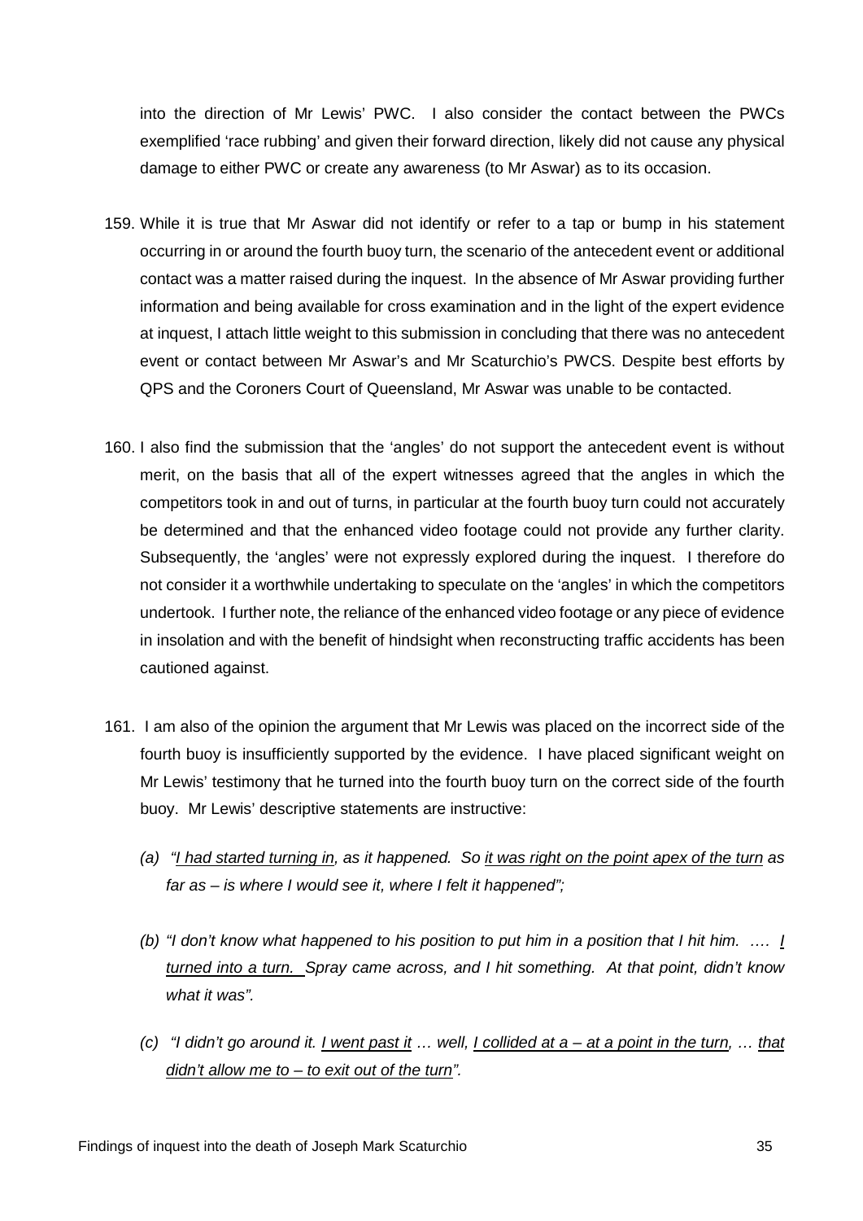into the direction of Mr Lewis' PWC. I also consider the contact between the PWCs exemplified 'race rubbing' and given their forward direction, likely did not cause any physical damage to either PWC or create any awareness (to Mr Aswar) as to its occasion.

159. While it is true that Mr Aswar did not identify or refer to a tap or bump in his statement occurring in or around the fourth buoy turn, the scenario of the antecedent event or additional contact was a matter raised during the inquest. In the absence of Mr Aswar providing further information and being available for cross examination and in the light of the expert evidence at inquest, I attach little weight to this submission in concluding that there was no antecedent event or contact between Mr Aswar's and Mr Scaturchio's PWCS. Despite best efforts by QPS and the Coroners Court of Queensland, Mr Aswar was unable to be contacted.

160. I also find the submission that the 'angles' do not support the antecedent event is without merit, on the basis that all of the expert witnesses agreed that the angles in which the competitors took in and out of turns, in particular at the fourth buoy turn could not accurately be determined and that the enhanced video footage could not provide any further clarity. Subsequently, the 'angles' were not expressly explored during the inquest. I therefore do not consider it a worthwhile undertaking to speculate on the 'angles' in which the competitors undertook. I further note, the reliance of the enhanced video footage or any piece of evidence in insolation and with the benefit of hindsight when reconstructing traffic accidents has been cautioned against.

161. I am also of the opinion the argument that Mr Lewis was placed on the incorrect side of the fourth buoy is insufficiently supported by the evidence. I have placed significant weight on Mr Lewis' testimony that he turned into the fourth buoy turn on the correct side of the fourth buoy. Mr Lewis' descriptive statements are instructive:

    (a) *"<u>I had started turning in</u>, as it happened. So <u>it was right on the point apex of the turn</u> as far as – is where I would see it, where I felt it happened";*

    (b) *"I don't know what happened to his position to put him in a position that I hit him. …. <u>I turned into a turn.</u> Spray came across, and I hit something. At that point, didn't know what it was".*

    (c) *"I didn't go around it. <u>I went past it</u> … well, <u>I collided at a – at a point in the turn</u>, … <u>that didn't allow me to – to exit out of the turn</u>".*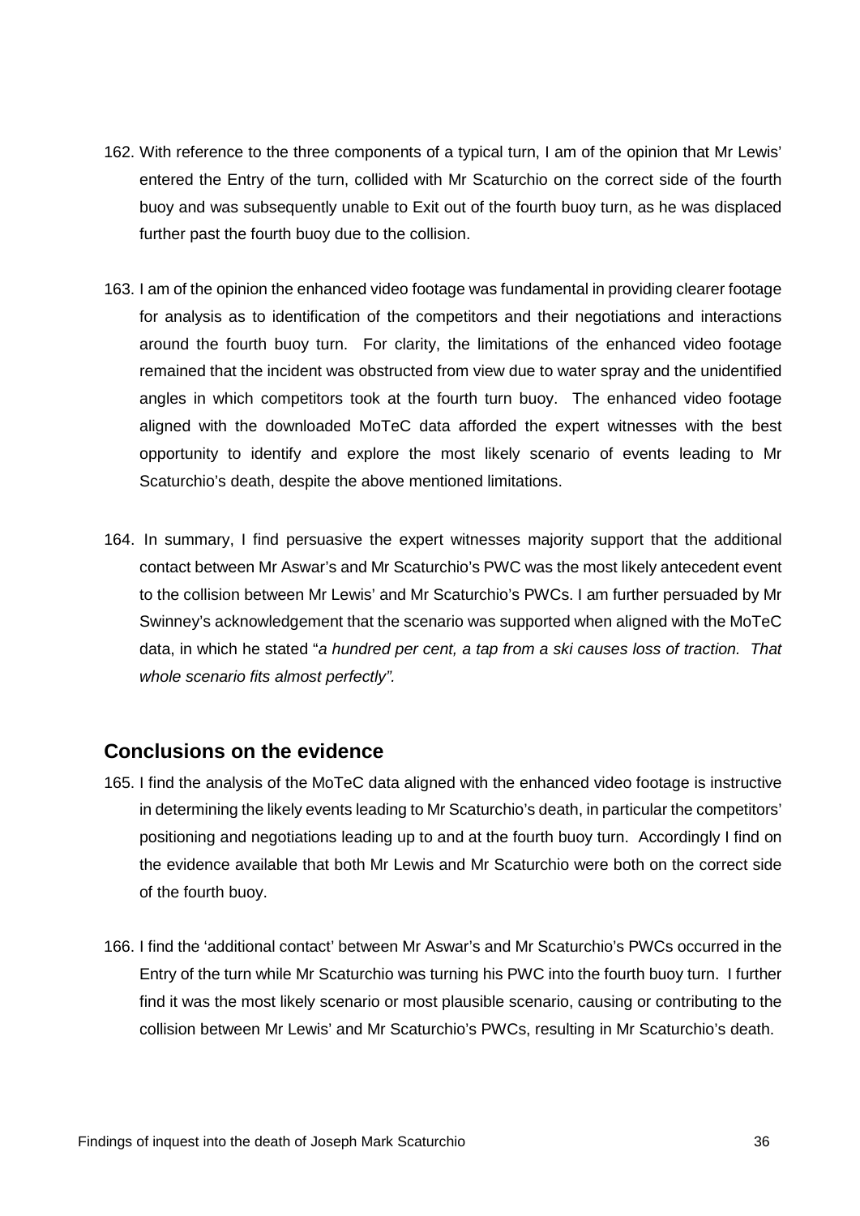162. With reference to the three components of a typical turn, I am of the opinion that Mr Lewis' entered the Entry of the turn, collided with Mr Scaturchio on the correct side of the fourth buoy and was subsequently unable to Exit out of the fourth buoy turn, as he was displaced further past the fourth buoy due to the collision.

163. I am of the opinion the enhanced video footage was fundamental in providing clearer footage for analysis as to identification of the competitors and their negotiations and interactions around the fourth buoy turn. For clarity, the limitations of the enhanced video footage remained that the incident was obstructed from view due to water spray and the unidentified angles in which competitors took at the fourth turn buoy. The enhanced video footage aligned with the downloaded MoTeC data afforded the expert witnesses with the best opportunity to identify and explore the most likely scenario of events leading to Mr Scaturchio's death, despite the above mentioned limitations.

164. In summary, I find persuasive the expert witnesses majority support that the additional contact between Mr Aswar's and Mr Scaturchio's PWC was the most likely antecedent event to the collision between Mr Lewis' and Mr Scaturchio's PWCs. I am further persuaded by Mr Swinney's acknowledgement that the scenario was supported when aligned with the MoTeC data, in which he stated "*a hundred per cent, a tap from a ski causes loss of traction. That whole scenario fits almost perfectly".*

## Conclusions on the evidence

165. I find the analysis of the MoTeC data aligned with the enhanced video footage is instructive in determining the likely events leading to Mr Scaturchio's death, in particular the competitors' positioning and negotiations leading up to and at the fourth buoy turn. Accordingly I find on the evidence available that both Mr Lewis and Mr Scaturchio were both on the correct side of the fourth buoy.

166. I find the 'additional contact' between Mr Aswar's and Mr Scaturchio's PWCs occurred in the Entry of the turn while Mr Scaturchio was turning his PWC into the fourth buoy turn. I further find it was the most likely scenario or most plausible scenario, causing or contributing to the collision between Mr Lewis' and Mr Scaturchio's PWCs, resulting in Mr Scaturchio's death.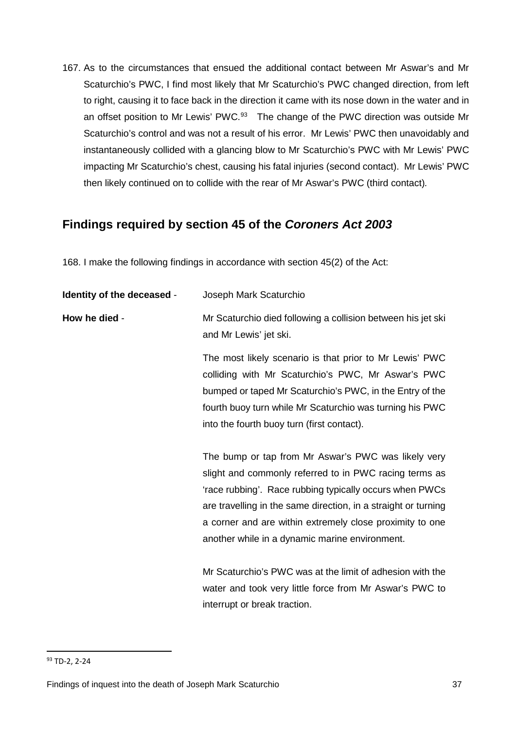167. As to the circumstances that ensued the additional contact between Mr Aswar's and Mr Scaturchio's PWC, I find most likely that Mr Scaturchio's PWC changed direction, from left to right, causing it to face back in the direction it came with its nose down in the water and in an offset position to Mr Lewis' PWC.[93] The change of the PWC direction was outside Mr Scaturchio's control and was not a result of his error. Mr Lewis' PWC then unavoidably and instantaneously collided with a glancing blow to Mr Scaturchio's PWC with Mr Lewis' PWC impacting Mr Scaturchio's chest, causing his fatal injuries (second contact). Mr Lewis' PWC then likely continued on to collide with the rear of Mr Aswar's PWC (third contact).

## Findings required by section 45 of the *Coroners Act 2003*

168. I make the following findings in accordance with section 45(2) of the Act:

**Identity of the deceased** - Joseph Mark Scaturchio

**How he died** - Mr Scaturchio died following a collision between his jet ski and Mr Lewis' jet ski.

The most likely scenario is that prior to Mr Lewis' PWC colliding with Mr Scaturchio's PWC, Mr Aswar's PWC bumped or taped Mr Scaturchio's PWC, in the Entry of the fourth buoy turn while Mr Scaturchio was turning his PWC into the fourth buoy turn (first contact).

The bump or tap from Mr Aswar's PWC was likely very slight and commonly referred to in PWC racing terms as 'race rubbing'. Race rubbing typically occurs when PWCs are travelling in the same direction, in a straight or turning a corner and are within extremely close proximity to one another while in a dynamic marine environment.

Mr Scaturchio's PWC was at the limit of adhesion with the water and took very little force from Mr Aswar's PWC to interrupt or break traction.

[93] TD-2, 2-24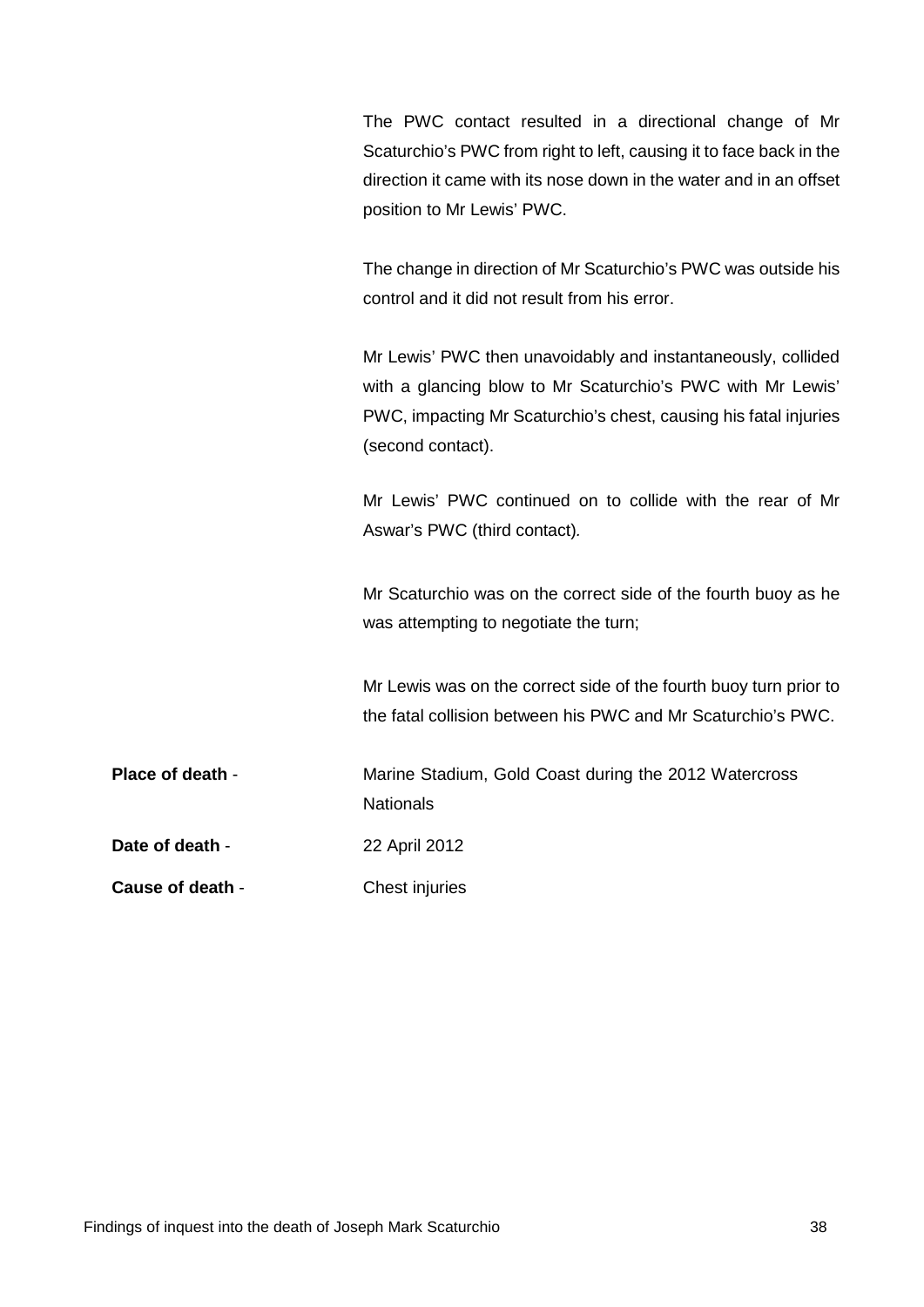The PWC contact resulted in a directional change of Mr Scaturchio's PWC from right to left, causing it to face back in the direction it came with its nose down in the water and in an offset position to Mr Lewis' PWC.

The change in direction of Mr Scaturchio's PWC was outside his control and it did not result from his error.

Mr Lewis' PWC then unavoidably and instantaneously, collided with a glancing blow to Mr Scaturchio's PWC with Mr Lewis' PWC, impacting Mr Scaturchio's chest, causing his fatal injuries (second contact).

Mr Lewis' PWC continued on to collide with the rear of Mr Aswar's PWC (third contact).

Mr Scaturchio was on the correct side of the fourth buoy as he was attempting to negotiate the turn;

Mr Lewis was on the correct side of the fourth buoy turn prior to the fatal collision between his PWC and Mr Scaturchio's PWC.

**Place of death** - Marine Stadium, Gold Coast during the 2012 Watercross Nationals

**Date of death** - 22 April 2012

**Cause of death** - Chest injuries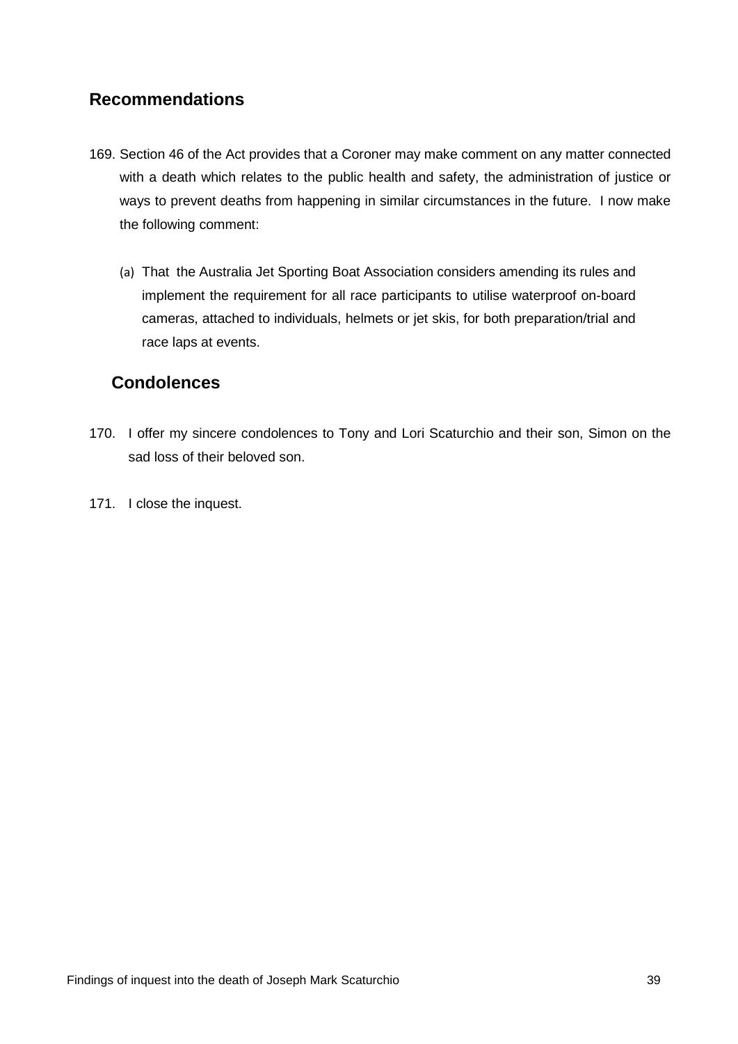## Recommendations

169. Section 46 of the Act provides that a Coroner may make comment on any matter connected with a death which relates to the public health and safety, the administration of justice or ways to prevent deaths from happening in similar circumstances in the future. I now make the following comment:

    (a) That the Australia Jet Sporting Boat Association considers amending its rules and implement the requirement for all race participants to utilise waterproof on-board cameras, attached to individuals, helmets or jet skis, for both preparation/trial and race laps at events.

## Condolences

170. I offer my sincere condolences to Tony and Lori Scaturchio and their son, Simon on the sad loss of their beloved son.

171. I close the inquest.